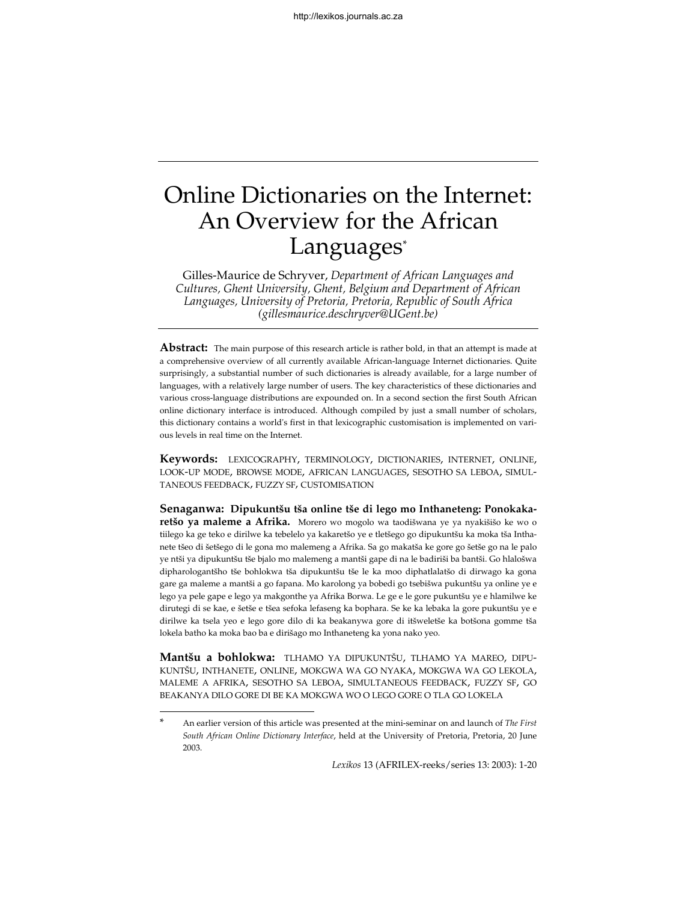# Online Dictionaries on the Internet: An Overview for the African Languages*

Gilles-Maurice de Schryver, *Department of African Languages and Cultures, Ghent University, Ghent, Belgium and Department of African Languages, University of Pretoria, Pretoria, Republic of South Africa (gillesmaurice.deschryver@UGent.be)*

**Abstract:** The main purpose of this research article is rather bold, in that an attempt is made at a comprehensive overview of all currently available African-language Internet dictionaries. Quite surprisingly, a substantial number of such dictionaries is already available, for a large number of languages, with a relatively large number of users. The key characteristics of these dictionaries and various cross-language distributions are expounded on. In a second section the first South African online dictionary interface is introduced. Although compiled by just a small number of scholars, this dictionary contains a world's first in that lexicographic customisation is implemented on various levels in real time on the Internet.

**Keywords:** LEXICOGRAPHY, TERMINOLOGY, DICTIONARIES, INTERNET, ONLINE, LOOK-UP MODE, BROWSE MODE, AFRICAN LANGUAGES, SESOTHO SA LEBOA, SIMULTANEOUS FEEDBACK, FUZZY SF, CUSTOMISATION

**Senaganwa: Dipukuntšu tša online tše di lego mo Inthaneteng: Ponokakaretšo ya maleme a Afrika.** Morero wo mogolo wa taodišwana ye ya nyakišišo ke wo o tiilego ka ge teko e dirilwe ka tebelelo ya kakaretšo ye e tletšego go dipukuntšu ka moka tša Inthanete tšeo di šetšego di le gona mo malemeng a Afrika. Sa go makatša ke gore go šetše go na le palo ye ntši ya dipukuntšu tše bjalo mo malemeng a mantši gape di na le badiriši ba bantši. Go hlalošwa dipharologantšho tše bohlokwa tša dipukuntšu tše le ka moo diphatlalatšo di dirwago ka gona gare ga maleme a mantši a go fapana. Mo karolong ya bobedi go tsebišwa pukuntšu ya online ye e lego ya pele gape e lego ya makgonthe ya Afrika Borwa. Le ge e le gore pukuntšu ye e hlamilwe ke dirutegi di se kae, e šetše e tšea sefoka lefaseng ka bophara. Se ke ka lebaka la gore pukuntšu ye e dirilwe ka tsela yeo e lego gore dilo di ka beakanywa gore di itšweletše ka botšona gomme tša lokela batho ka moka bao ba e dirišago mo Inthaneteng ka yona nako yeo.

**Mantšu a bohlokwa:** TLHAMO YA DIPUKUNTŠU, TLHAMO YA MAREO, DIPUKUNTŠU, INTHANETE, ONLINE, MOKGWA WA GO NYAKA, MOKGWA WA GO LEKOLA, MALEME A AFRIKA, SESOTHO SA LEBOA, SIMULTANEOUS FEEDBACK, FUZZY SF, GO BEAKANYA DILO GORE DI BE KA MOKGWA WO O LEGO GORE O TLA GO LOKELA

---

\* An earlier version of this article was presented at the mini-seminar on and launch of *The First South African Online Dictionary Interface*, held at the University of Pretoria, Pretoria, 20 June 2003.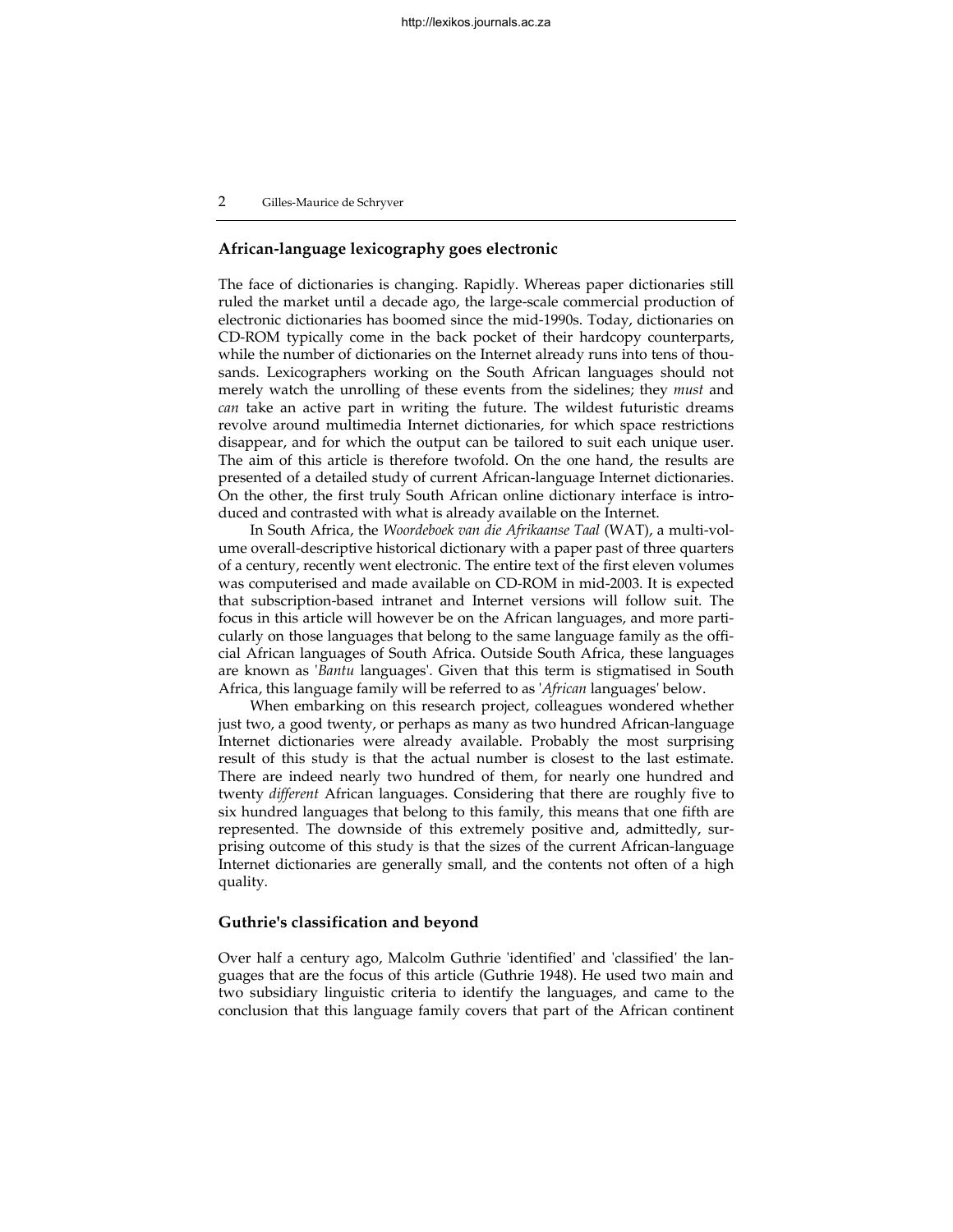## African-language lexicography goes electronic

The face of dictionaries is changing. Rapidly. Whereas paper dictionaries still ruled the market until a decade ago, the large-scale commercial production of electronic dictionaries has boomed since the mid-1990s. Today, dictionaries on CD-ROM typically come in the back pocket of their hardcopy counterparts, while the number of dictionaries on the Internet already runs into tens of thousands. Lexicographers working on the South African languages should not merely watch the unrolling of these events from the sidelines; they *must* and *can* take an active part in writing the future. The wildest futuristic dreams revolve around multimedia Internet dictionaries, for which space restrictions disappear, and for which the output can be tailored to suit each unique user. The aim of this article is therefore twofold. On the one hand, the results are presented of a detailed study of current African-language Internet dictionaries. On the other, the first truly South African online dictionary interface is introduced and contrasted with what is already available on the Internet.

In South Africa, the *Woordeboek van die Afrikaanse Taal* (WAT), a multi-volume overall-descriptive historical dictionary with a paper past of three quarters of a century, recently went electronic. The entire text of the first eleven volumes was computerised and made available on CD-ROM in mid-2003. It is expected that subscription-based intranet and Internet versions will follow suit. The focus in this article will however be on the African languages, and more particularly on those languages that belong to the same language family as the official African languages of South Africa. Outside South Africa, these languages are known as '*Bantu* languages'. Given that this term is stigmatised in South Africa, this language family will be referred to as '*African* languages' below.

When embarking on this research project, colleagues wondered whether just two, a good twenty, or perhaps as many as two hundred African-language Internet dictionaries were already available. Probably the most surprising result of this study is that the actual number is closest to the last estimate. There are indeed nearly two hundred of them, for nearly one hundred and twenty *different* African languages. Considering that there are roughly five to six hundred languages that belong to this family, this means that one fifth are represented. The downside of this extremely positive and, admittedly, surprising outcome of this study is that the sizes of the current African-language Internet dictionaries are generally small, and the contents not often of a high quality.

## Guthrie's classification and beyond

Over half a century ago, Malcolm Guthrie 'identified' and 'classified' the languages that are the focus of this article (Guthrie 1948). He used two main and two subsidiary linguistic criteria to identify the languages, and came to the conclusion that this language family covers that part of the African continent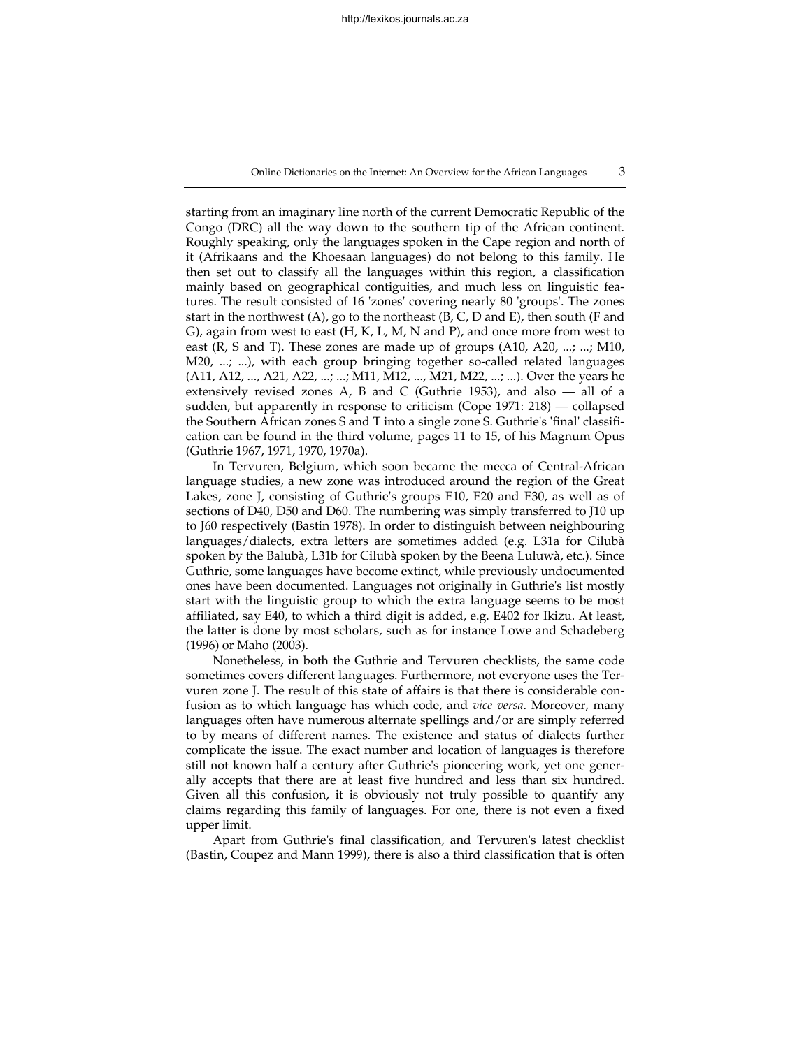starting from an imaginary line north of the current Democratic Republic of the Congo (DRC) all the way down to the southern tip of the African continent. Roughly speaking, only the languages spoken in the Cape region and north of it (Afrikaans and the Khoesaan languages) do not belong to this family. He then set out to classify all the languages within this region, a classification mainly based on geographical contiguities, and much less on linguistic features. The result consisted of 16 'zones' covering nearly 80 'groups'. The zones start in the northwest (A), go to the northeast (B, C, D and E), then south (F and G), again from west to east (H, K, L, M, N and P), and once more from west to east (R, S and T). These zones are made up of groups (A10, A20, ...; ...; M10, M20, ...; ...), with each group bringing together so-called related languages (A11, A12, ..., A21, A22, ...; ...; M11, M12, ..., M21, M22, ...; ...). Over the years he extensively revised zones A, B and C (Guthrie 1953), and also — all of a sudden, but apparently in response to criticism (Cope 1971: 218) — collapsed the Southern African zones S and T into a single zone S. Guthrie's 'final' classification can be found in the third volume, pages 11 to 15, of his Magnum Opus (Guthrie 1967, 1971, 1970, 1970a).

In Tervuren, Belgium, which soon became the mecca of Central-African language studies, a new zone was introduced around the region of the Great Lakes, zone J, consisting of Guthrie's groups E10, E20 and E30, as well as of sections of D40, D50 and D60. The numbering was simply transferred to J10 up to J60 respectively (Bastin 1978). In order to distinguish between neighbouring languages/dialects, extra letters are sometimes added (e.g. L31a for Cilubà spoken by the Balubà, L31b for Cilubà spoken by the Beena Luluwà, etc.). Since Guthrie, some languages have become extinct, while previously undocumented ones have been documented. Languages not originally in Guthrie's list mostly start with the linguistic group to which the extra language seems to be most affiliated, say E40, to which a third digit is added, e.g. E402 for Ikizu. At least, the latter is done by most scholars, such as for instance Lowe and Schadeberg (1996) or Maho (2003).

Nonetheless, in both the Guthrie and Tervuren checklists, the same code sometimes covers different languages. Furthermore, not everyone uses the Tervuren zone J. The result of this state of affairs is that there is considerable confusion as to which language has which code, and *vice versa*. Moreover, many languages often have numerous alternate spellings and/or are simply referred to by means of different names. The existence and status of dialects further complicate the issue. The exact number and location of languages is therefore still not known half a century after Guthrie's pioneering work, yet one generally accepts that there are at least five hundred and less than six hundred. Given all this confusion, it is obviously not truly possible to quantify any claims regarding this family of languages. For one, there is not even a fixed upper limit.

Apart from Guthrie's final classification, and Tervuren's latest checklist (Bastin, Coupez and Mann 1999), there is also a third classification that is often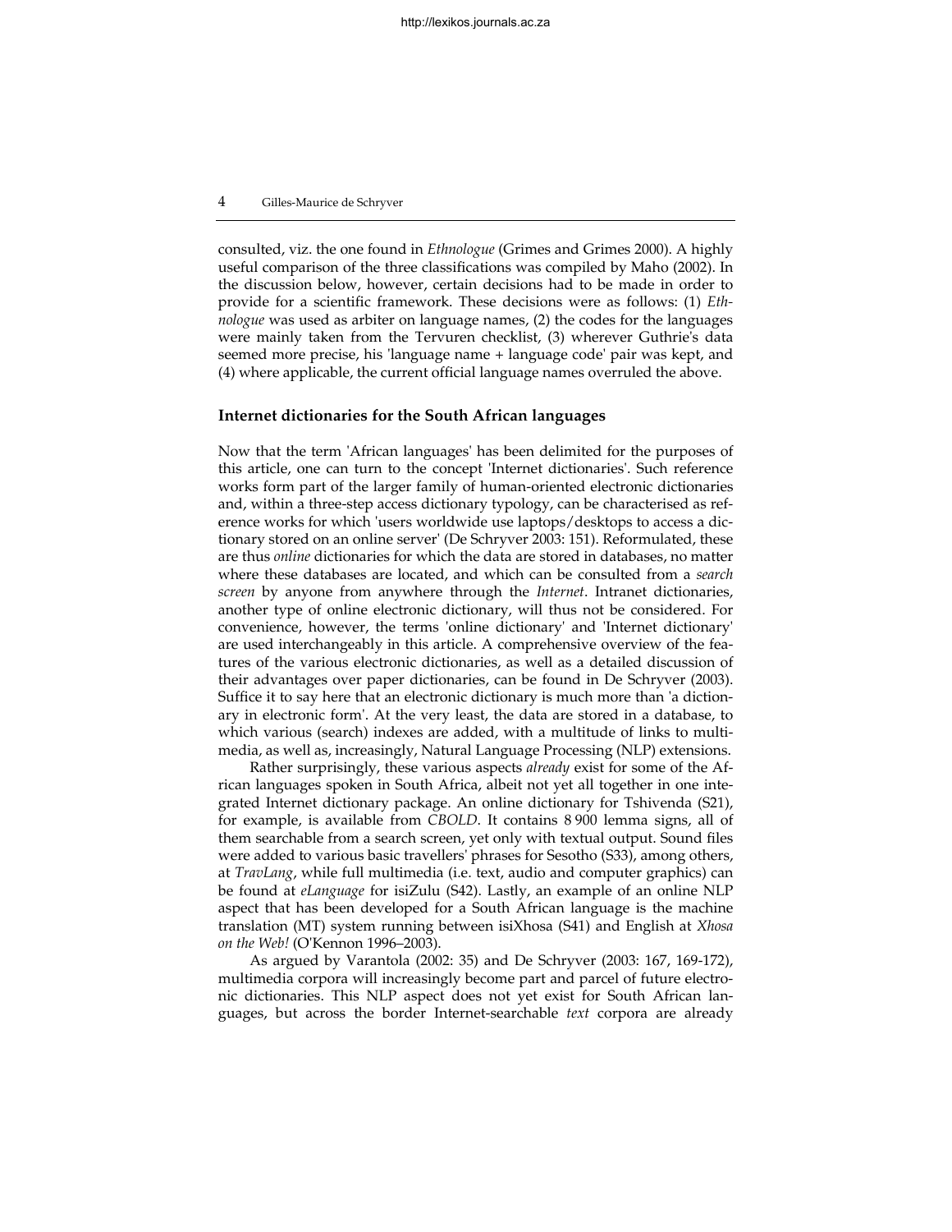consulted, viz. the one found in *Ethnologue* (Grimes and Grimes 2000). A highly useful comparison of the three classifications was compiled by Maho (2002). In the discussion below, however, certain decisions had to be made in order to provide for a scientific framework. These decisions were as follows: (1) *Ethnologue* was used as arbiter on language names, (2) the codes for the languages were mainly taken from the Tervuren checklist, (3) wherever Guthrie's data seemed more precise, his 'language name + language code' pair was kept, and (4) where applicable, the current official language names overruled the above.

## Internet dictionaries for the South African languages

Now that the term 'African languages' has been delimited for the purposes of this article, one can turn to the concept 'Internet dictionaries'. Such reference works form part of the larger family of human-oriented electronic dictionaries and, within a three-step access dictionary typology, can be characterised as reference works for which 'users worldwide use laptops/desktops to access a dictionary stored on an online server' (De Schryver 2003: 151). Reformulated, these are thus *online* dictionaries for which the data are stored in databases, no matter where these databases are located, and which can be consulted from a *search screen* by anyone from anywhere through the *Internet*. Intranet dictionaries, another type of online electronic dictionary, will thus not be considered. For convenience, however, the terms 'online dictionary' and 'Internet dictionary' are used interchangeably in this article. A comprehensive overview of the features of the various electronic dictionaries, as well as a detailed discussion of their advantages over paper dictionaries, can be found in De Schryver (2003). Suffice it to say here that an electronic dictionary is much more than 'a dictionary in electronic form'. At the very least, the data are stored in a database, to which various (search) indexes are added, with a multitude of links to multimedia, as well as, increasingly, Natural Language Processing (NLP) extensions.

Rather surprisingly, these various aspects *already* exist for some of the African languages spoken in South Africa, albeit not yet all together in one integrated Internet dictionary package. An online dictionary for Tshivenda (S21), for example, is available from *CBOLD*. It contains 8 900 lemma signs, all of them searchable from a search screen, yet only with textual output. Sound files were added to various basic travellers' phrases for Sesotho (S33), among others, at *TravLang*, while full multimedia (i.e. text, audio and computer graphics) can be found at *eLanguage* for isiZulu (S42). Lastly, an example of an online NLP aspect that has been developed for a South African language is the machine translation (MT) system running between isiXhosa (S41) and English at *Xhosa on the Web!* (O'Kennon 1996–2003).

As argued by Varantola (2002: 35) and De Schryver (2003: 167, 169-172), multimedia corpora will increasingly become part and parcel of future electronic dictionaries. This NLP aspect does not yet exist for South African languages, but across the border Internet-searchable *text* corpora are already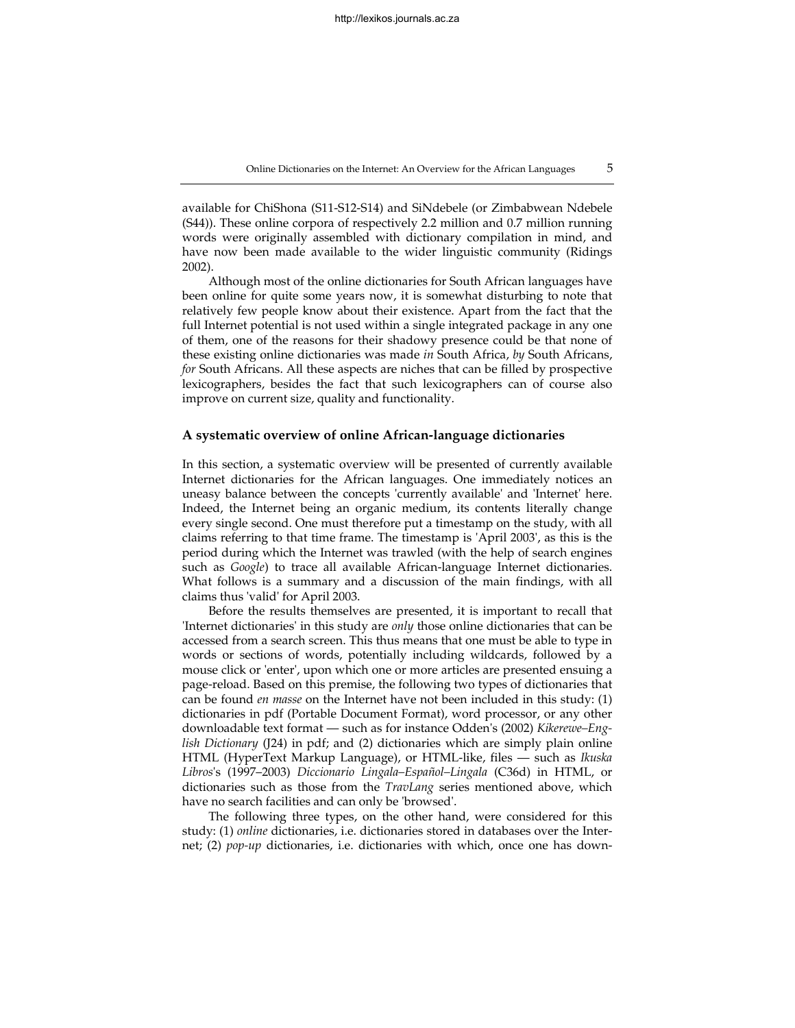available for ChiShona (S11-S12-S14) and SiNdebele (or Zimbabwean Ndebele (S44)). These online corpora of respectively 2.2 million and 0.7 million running words were originally assembled with dictionary compilation in mind, and have now been made available to the wider linguistic community (Ridings 2002).

Although most of the online dictionaries for South African languages have been online for quite some years now, it is somewhat disturbing to note that relatively few people know about their existence. Apart from the fact that the full Internet potential is not used within a single integrated package in any one of them, one of the reasons for their shadowy presence could be that none of these existing online dictionaries was made *in* South Africa, *by* South Africans, *for* South Africans. All these aspects are niches that can be filled by prospective lexicographers, besides the fact that such lexicographers can of course also improve on current size, quality and functionality.

## A systematic overview of online African-language dictionaries

In this section, a systematic overview will be presented of currently available Internet dictionaries for the African languages. One immediately notices an uneasy balance between the concepts 'currently available' and 'Internet' here. Indeed, the Internet being an organic medium, its contents literally change every single second. One must therefore put a timestamp on the study, with all claims referring to that time frame. The timestamp is 'April 2003', as this is the period during which the Internet was trawled (with the help of search engines such as *Google*) to trace all available African-language Internet dictionaries. What follows is a summary and a discussion of the main findings, with all claims thus 'valid' for April 2003.

Before the results themselves are presented, it is important to recall that 'Internet dictionaries' in this study are *only* those online dictionaries that can be accessed from a search screen. This thus means that one must be able to type in words or sections of words, potentially including wildcards, followed by a mouse click or 'enter', upon which one or more articles are presented ensuing a page-reload. Based on this premise, the following two types of dictionaries that can be found *en masse* on the Internet have not been included in this study: (1) dictionaries in pdf (Portable Document Format), word processor, or any other downloadable text format — such as for instance Odden's (2002) *Kikerewe–English Dictionary* (J24) in pdf; and (2) dictionaries which are simply plain online HTML (HyperText Markup Language), or HTML-like, files — such as *Ikuska Libros*'s (1997–2003) *Diccionario Lingala–Español–Lingala* (C36d) in HTML, or dictionaries such as those from the *TravLang* series mentioned above, which have no search facilities and can only be 'browsed'.

The following three types, on the other hand, were considered for this study: (1) *online* dictionaries, i.e. dictionaries stored in databases over the Internet; (2) *pop-up* dictionaries, i.e. dictionaries with which, once one has down-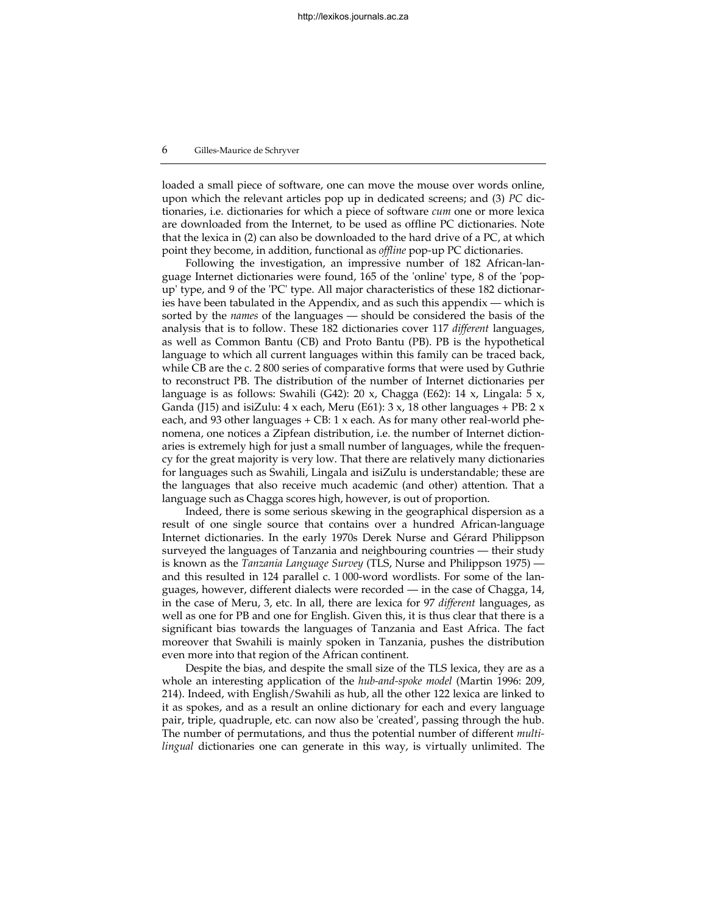loaded a small piece of software, one can move the mouse over words online, upon which the relevant articles pop up in dedicated screens; and (3) *PC* dictionaries, i.e. dictionaries for which a piece of software *cum* one or more lexica are downloaded from the Internet, to be used as offline PC dictionaries. Note that the lexica in (2) can also be downloaded to the hard drive of a PC, at which point they become, in addition, functional as *offline* pop-up PC dictionaries.

Following the investigation, an impressive number of 182 African-language Internet dictionaries were found, 165 of the 'online' type, 8 of the 'pop-up' type, and 9 of the 'PC' type. All major characteristics of these 182 dictionaries have been tabulated in the Appendix, and as such this appendix — which is sorted by the *names* of the languages — should be considered the basis of the analysis that is to follow. These 182 dictionaries cover 117 *different* languages, as well as Common Bantu (CB) and Proto Bantu (PB). PB is the hypothetical language to which all current languages within this family can be traced back, while CB are the c. 2 800 series of comparative forms that were used by Guthrie to reconstruct PB. The distribution of the number of Internet dictionaries per language is as follows: Swahili (G42): 20 x, Chagga (E62): 14 x, Lingala: 5 x, Ganda (J15) and isiZulu: 4 x each, Meru (E61): 3 x, 18 other languages + PB: 2 x each, and 93 other languages + CB: 1 x each. As for many other real-world phenomena, one notices a Zipfean distribution, i.e. the number of Internet dictionaries is extremely high for just a small number of languages, while the frequency for the great majority is very low. That there are relatively many dictionaries for languages such as Swahili, Lingala and isiZulu is understandable; these are the languages that also receive much academic (and other) attention. That a language such as Chagga scores high, however, is out of proportion.

Indeed, there is some serious skewing in the geographical dispersion as a result of one single source that contains over a hundred African-language Internet dictionaries. In the early 1970s Derek Nurse and Gérard Philippson surveyed the languages of Tanzania and neighbouring countries — their study is known as the *Tanzania Language Survey* (TLS, Nurse and Philippson 1975) — and this resulted in 124 parallel c. 1 000-word wordlists. For some of the languages, however, different dialects were recorded — in the case of Chagga, 14, in the case of Meru, 3, etc. In all, there are lexica for 97 *different* languages, as well as one for PB and one for English. Given this, it is thus clear that there is a significant bias towards the languages of Tanzania and East Africa. The fact moreover that Swahili is mainly spoken in Tanzania, pushes the distribution even more into that region of the African continent.

Despite the bias, and despite the small size of the TLS lexica, they are as a whole an interesting application of the *hub-and-spoke model* (Martin 1996: 209, 214). Indeed, with English/Swahili as hub, all the other 122 lexica are linked to it as spokes, and as a result an online dictionary for each and every language pair, triple, quadruple, etc. can now also be 'created', passing through the hub. The number of permutations, and thus the potential number of different *multilingual* dictionaries one can generate in this way, is virtually unlimited. The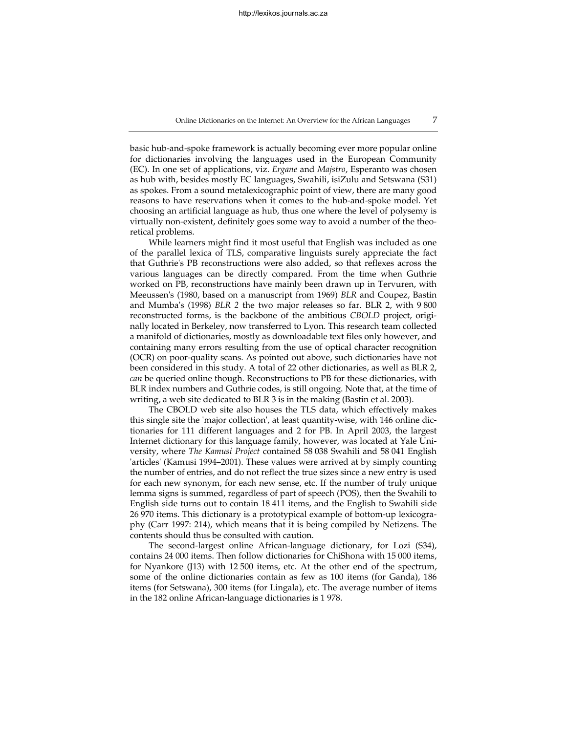basic hub-and-spoke framework is actually becoming ever more popular online for dictionaries involving the languages used in the European Community (EC). In one set of applications, viz. *Ergane* and *Majstro*, Esperanto was chosen as hub with, besides mostly EC languages, Swahili, isiZulu and Setswana (S31) as spokes. From a sound metalexicographic point of view, there are many good reasons to have reservations when it comes to the hub-and-spoke model. Yet choosing an artificial language as hub, thus one where the level of polysemy is virtually non-existent, definitely goes some way to avoid a number of the theoretical problems.

While learners might find it most useful that English was included as one of the parallel lexica of TLS, comparative linguists surely appreciate the fact that Guthrie's PB reconstructions were also added, so that reflexes across the various languages can be directly compared. From the time when Guthrie worked on PB, reconstructions have mainly been drawn up in Tervuren, with Meeussen's (1980, based on a manuscript from 1969) *BLR* and Coupez, Bastin and Mumba's (1998) *BLR 2* the two major releases so far. BLR 2, with 9 800 reconstructed forms, is the backbone of the ambitious *CBOLD* project, originally located in Berkeley, now transferred to Lyon. This research team collected a manifold of dictionaries, mostly as downloadable text files only however, and containing many errors resulting from the use of optical character recognition (OCR) on poor-quality scans. As pointed out above, such dictionaries have not been considered in this study. A total of 22 other dictionaries, as well as BLR 2, *can* be queried online though. Reconstructions to PB for these dictionaries, with BLR index numbers and Guthrie codes, is still ongoing. Note that, at the time of writing, a web site dedicated to BLR 3 is in the making (Bastin et al. 2003).

The CBOLD web site also houses the TLS data, which effectively makes this single site the 'major collection', at least quantity-wise, with 146 online dictionaries for 111 different languages and 2 for PB. In April 2003, the largest Internet dictionary for this language family, however, was located at Yale University, where *The Kamusi Project* contained 58 038 Swahili and 58 041 English 'articles' (Kamusi 1994–2001). These values were arrived at by simply counting the number of entries, and do not reflect the true sizes since a new entry is used for each new synonym, for each new sense, etc. If the number of truly unique lemma signs is summed, regardless of part of speech (POS), then the Swahili to English side turns out to contain 18 411 items, and the English to Swahili side 26 970 items. This dictionary is a prototypical example of bottom-up lexicography (Carr 1997: 214), which means that it is being compiled by Netizens. The contents should thus be consulted with caution.

The second-largest online African-language dictionary, for Lozi (S34), contains 24 000 items. Then follow dictionaries for ChiShona with 15 000 items, for Nyankore (J13) with 12 500 items, etc. At the other end of the spectrum, some of the online dictionaries contain as few as 100 items (for Ganda), 186 items (for Setswana), 300 items (for Lingala), etc. The average number of items in the 182 online African-language dictionaries is 1 978.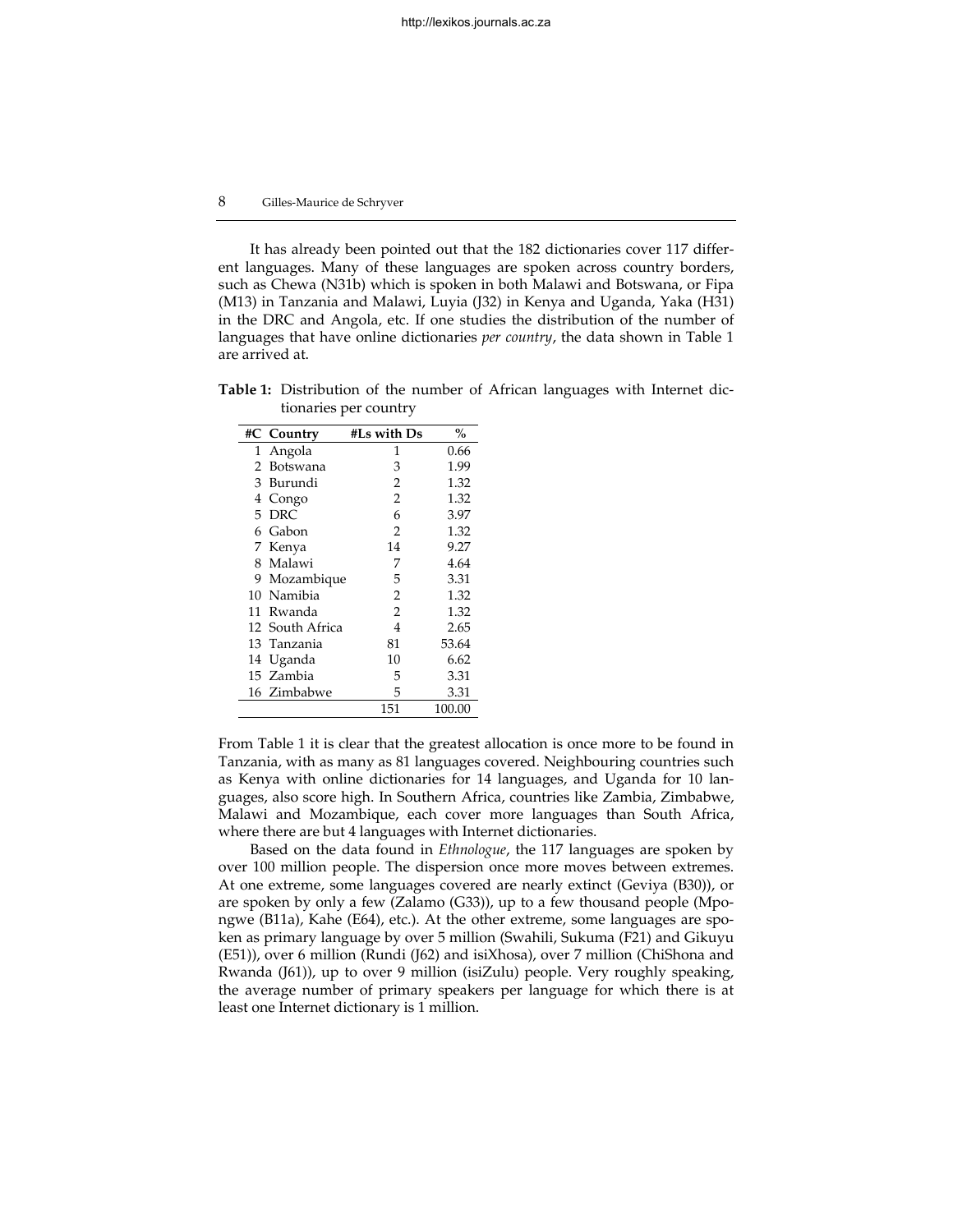It has already been pointed out that the 182 dictionaries cover 117 different languages. Many of these languages are spoken across country borders, such as Chewa (N31b) which is spoken in both Malawi and Botswana, or Fipa (M13) in Tanzania and Malawi, Luyia (J32) in Kenya and Uganda, Yaka (H31) in the DRC and Angola, etc. If one studies the distribution of the number of languages that have online dictionaries *per country*, the data shown in Table 1 are arrived at.

**Table 1:** Distribution of the number of African languages with Internet dictionaries per country

| #C | Country | #Ls with Ds | % |
|---|---|---|---|
| 1 | Angola | 1 | 0.66 |
| 2 | Botswana | 3 | 1.99 |
| 3 | Burundi | 2 | 1.32 |
| 4 | Congo | 2 | 1.32 |
| 5 | DRC | 6 | 3.97 |
| 6 | Gabon | 2 | 1.32 |
| 7 | Kenya | 14 | 9.27 |
| 8 | Malawi | 7 | 4.64 |
| 9 | Mozambique | 5 | 3.31 |
| 10 | Namibia | 2 | 1.32 |
| 11 | Rwanda | 2 | 1.32 |
| 12 | South Africa | 4 | 2.65 |
| 13 | Tanzania | 81 | 53.64 |
| 14 | Uganda | 10 | 6.62 |
| 15 | Zambia | 5 | 3.31 |
| 16 | Zimbabwe | 5 | 3.31 |
| | | 151 | 100.00 |

From Table 1 it is clear that the greatest allocation is once more to be found in Tanzania, with as many as 81 languages covered. Neighbouring countries such as Kenya with online dictionaries for 14 languages, and Uganda for 10 languages, also score high. In Southern Africa, countries like Zambia, Zimbabwe, Malawi and Mozambique, each cover more languages than South Africa, where there are but 4 languages with Internet dictionaries.

Based on the data found in *Ethnologue*, the 117 languages are spoken by over 100 million people. The dispersion once more moves between extremes. At one extreme, some languages covered are nearly extinct (Geviya (B30)), or are spoken by only a few (Zalamo (G33)), up to a few thousand people (Mpongwe (B11a), Kahe (E64), etc.). At the other extreme, some languages are spoken as primary language by over 5 million (Swahili, Sukuma (F21) and Gikuyu (E51)), over 6 million (Rundi (J62) and isiXhosa), over 7 million (ChiShona and Rwanda (J61)), up to over 9 million (isiZulu) people. Very roughly speaking, the average number of primary speakers per language for which there is at least one Internet dictionary is 1 million.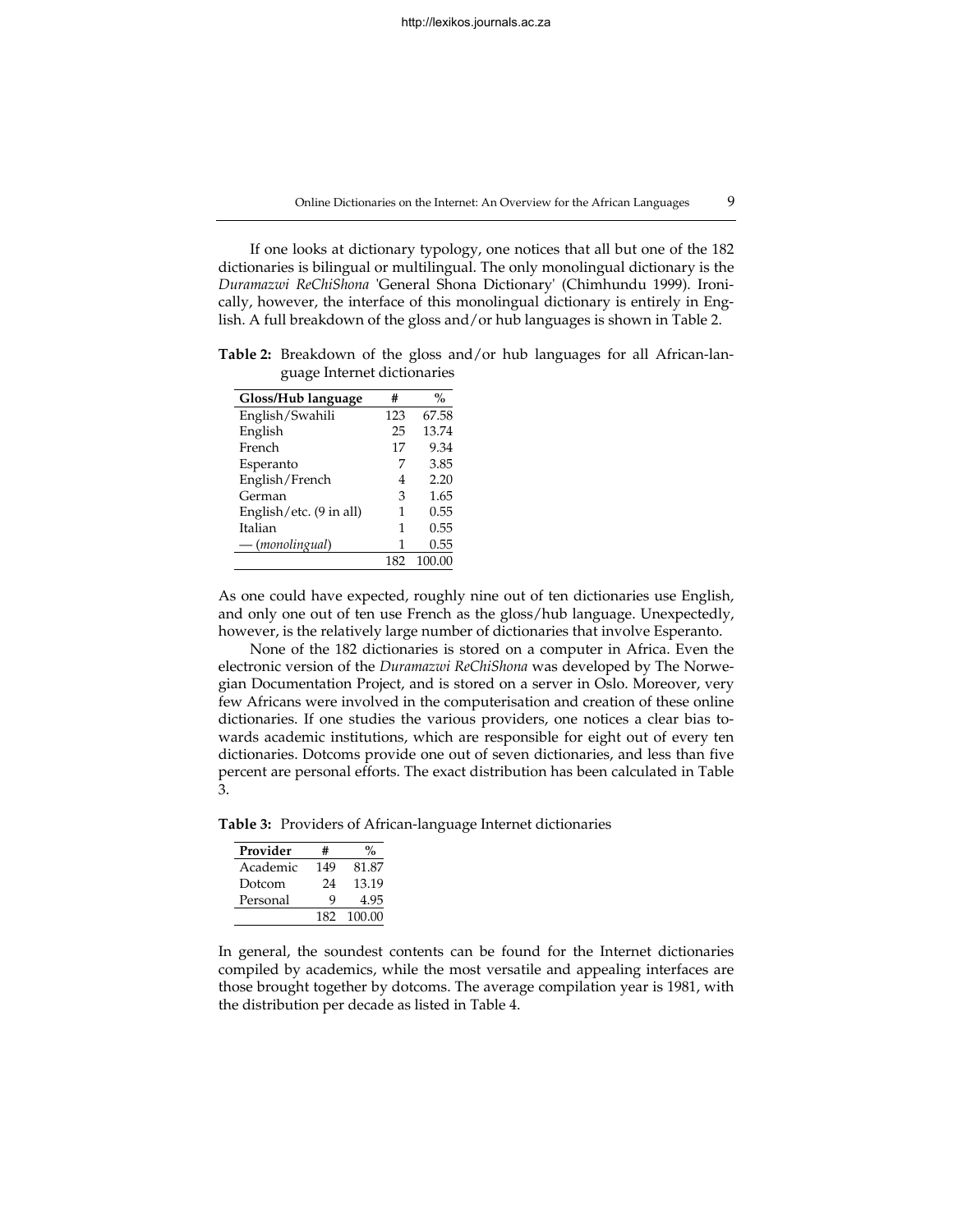If one looks at dictionary typology, one notices that all but one of the 182 dictionaries is bilingual or multilingual. The only monolingual dictionary is the *Duramazwi ReChiShona* 'General Shona Dictionary' (Chimhundu 1999). Ironically, however, the interface of this monolingual dictionary is entirely in English. A full breakdown of the gloss and/or hub languages is shown in Table 2.

**Table 2:** Breakdown of the gloss and/or hub languages for all African-language Internet dictionaries

| Gloss/Hub language | # | % |
|---|---|---|
| English/Swahili | 123 | 67.58 |
| English | 25 | 13.74 |
| French | 17 | 9.34 |
| Esperanto | 7 | 3.85 |
| English/French | 4 | 2.20 |
| German | 3 | 1.65 |
| English/etc. (9 in all) | 1 | 0.55 |
| Italian | 1 | 0.55 |
| — (*monolingual*) | 1 | 0.55 |
| | 182 | 100.00 |

As one could have expected, roughly nine out of ten dictionaries use English, and only one out of ten use French as the gloss/hub language. Unexpectedly, however, is the relatively large number of dictionaries that involve Esperanto.

None of the 182 dictionaries is stored on a computer in Africa. Even the electronic version of the *Duramazwi ReChiShona* was developed by The Norwegian Documentation Project, and is stored on a server in Oslo. Moreover, very few Africans were involved in the computerisation and creation of these online dictionaries. If one studies the various providers, one notices a clear bias towards academic institutions, which are responsible for eight out of every ten dictionaries. Dotcoms provide one out of seven dictionaries, and less than five percent are personal efforts. The exact distribution has been calculated in Table 3.

**Table 3:** Providers of African-language Internet dictionaries

| Provider | # | % |
|---|---|---|
| Academic | 149 | 81.87 |
| Dotcom | 24 | 13.19 |
| Personal | 9 | 4.95 |
| | 182 | 100.00 |

In general, the soundest contents can be found for the Internet dictionaries compiled by academics, while the most versatile and appealing interfaces are those brought together by dotcoms. The average compilation year is 1981, with the distribution per decade as listed in Table 4.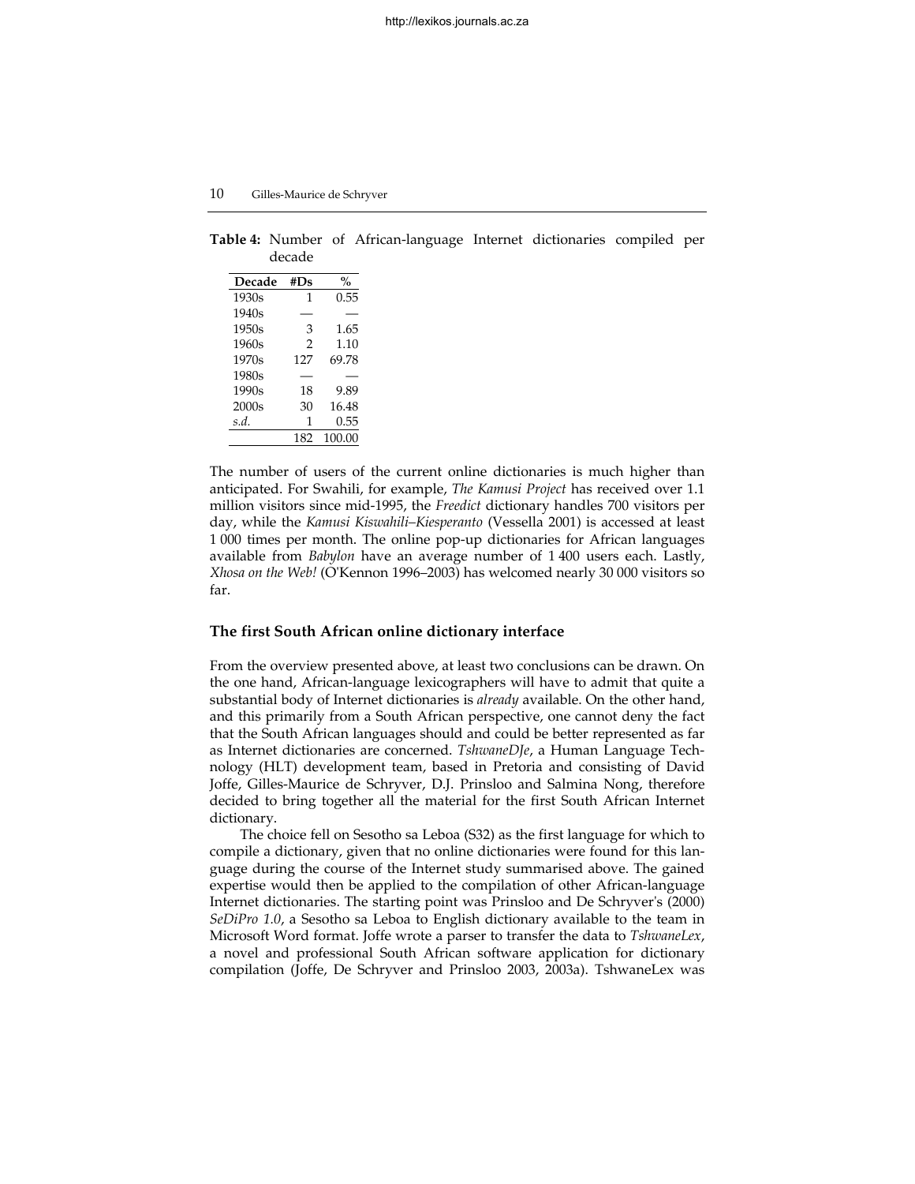**Table 4:** Number of African-language Internet dictionaries compiled per decade

| Decade | #Ds | % |
|---|---|---|
| 1930s | 1 | 0.55 |
| 1940s | — | — |
| 1950s | 3 | 1.65 |
| 1960s | 2 | 1.10 |
| 1970s | 127 | 69.78 |
| 1980s | — | — |
| 1990s | 18 | 9.89 |
| 2000s | 30 | 16.48 |
| *s.d.* | 1 | 0.55 |
| | 182 | 100.00 |

The number of users of the current online dictionaries is much higher than anticipated. For Swahili, for example, *The Kamusi Project* has received over 1.1 million visitors since mid-1995, the *Freedict* dictionary handles 700 visitors per day, while the *Kamusi Kiswahili–Kiesperanto* (Vessella 2001) is accessed at least 1 000 times per month. The online pop-up dictionaries for African languages available from *Babylon* have an average number of 1 400 users each. Lastly, *Xhosa on the Web!* (O'Kennon 1996–2003) has welcomed nearly 30 000 visitors so far.

## The first South African online dictionary interface

From the overview presented above, at least two conclusions can be drawn. On the one hand, African-language lexicographers will have to admit that quite a substantial body of Internet dictionaries is *already* available. On the other hand, and this primarily from a South African perspective, one cannot deny the fact that the South African languages should and could be better represented as far as Internet dictionaries are concerned. *TshwaneDJe*, a Human Language Technology (HLT) development team, based in Pretoria and consisting of David Joffe, Gilles-Maurice de Schryver, D.J. Prinsloo and Salmina Nong, therefore decided to bring together all the material for the first South African Internet dictionary.

The choice fell on Sesotho sa Leboa (S32) as the first language for which to compile a dictionary, given that no online dictionaries were found for this language during the course of the Internet study summarised above. The gained expertise would then be applied to the compilation of other African-language Internet dictionaries. The starting point was Prinsloo and De Schryver's (2000) *SeDiPro 1.0*, a Sesotho sa Leboa to English dictionary available to the team in Microsoft Word format. Joffe wrote a parser to transfer the data to *TshwaneLex*, a novel and professional South African software application for dictionary compilation (Joffe, De Schryver and Prinsloo 2003, 2003a). TshwaneLex was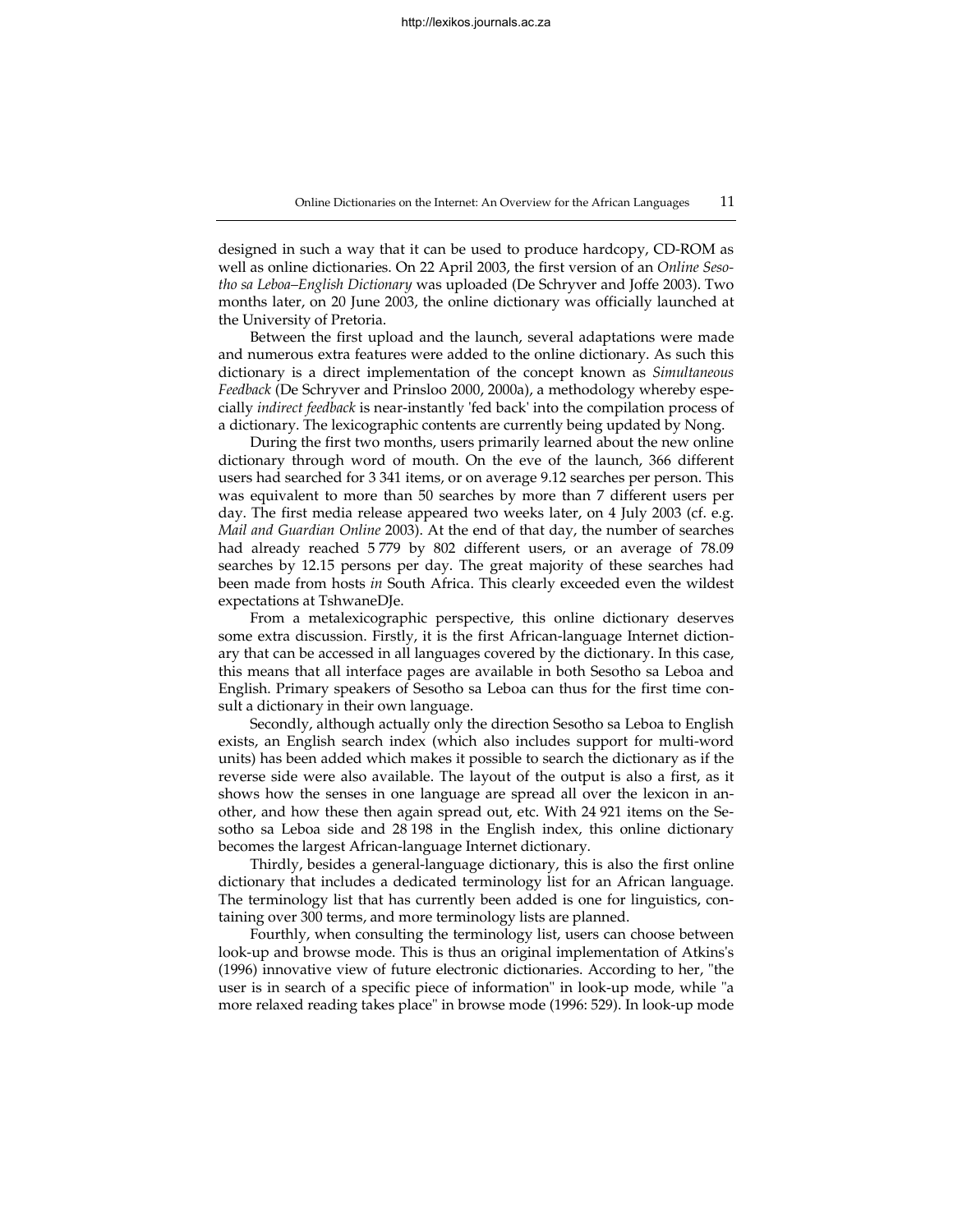designed in such a way that it can be used to produce hardcopy, CD-ROM as well as online dictionaries. On 22 April 2003, the first version of an *Online Sesotho sa Leboa–English Dictionary* was uploaded (De Schryver and Joffe 2003). Two months later, on 20 June 2003, the online dictionary was officially launched at the University of Pretoria.

Between the first upload and the launch, several adaptations were made and numerous extra features were added to the online dictionary. As such this dictionary is a direct implementation of the concept known as *Simultaneous Feedback* (De Schryver and Prinsloo 2000, 2000a), a methodology whereby especially *indirect feedback* is near-instantly 'fed back' into the compilation process of a dictionary. The lexicographic contents are currently being updated by Nong.

During the first two months, users primarily learned about the new online dictionary through word of mouth. On the eve of the launch, 366 different users had searched for 3 341 items, or on average 9.12 searches per person. This was equivalent to more than 50 searches by more than 7 different users per day. The first media release appeared two weeks later, on 4 July 2003 (cf. e.g. *Mail and Guardian Online* 2003). At the end of that day, the number of searches had already reached 5 779 by 802 different users, or an average of 78.09 searches by 12.15 persons per day. The great majority of these searches had been made from hosts *in* South Africa. This clearly exceeded even the wildest expectations at TshwaneDJe.

From a metalexicographic perspective, this online dictionary deserves some extra discussion. Firstly, it is the first African-language Internet dictionary that can be accessed in all languages covered by the dictionary. In this case, this means that all interface pages are available in both Sesotho sa Leboa and English. Primary speakers of Sesotho sa Leboa can thus for the first time consult a dictionary in their own language.

Secondly, although actually only the direction Sesotho sa Leboa to English exists, an English search index (which also includes support for multi-word units) has been added which makes it possible to search the dictionary as if the reverse side were also available. The layout of the output is also a first, as it shows how the senses in one language are spread all over the lexicon in another, and how these then again spread out, etc. With 24 921 items on the Sesotho sa Leboa side and 28 198 in the English index, this online dictionary becomes the largest African-language Internet dictionary.

Thirdly, besides a general-language dictionary, this is also the first online dictionary that includes a dedicated terminology list for an African language. The terminology list that has currently been added is one for linguistics, containing over 300 terms, and more terminology lists are planned.

Fourthly, when consulting the terminology list, users can choose between look-up and browse mode. This is thus an original implementation of Atkins's (1996) innovative view of future electronic dictionaries. According to her, "the user is in search of a specific piece of information" in look-up mode, while "a more relaxed reading takes place" in browse mode (1996: 529). In look-up mode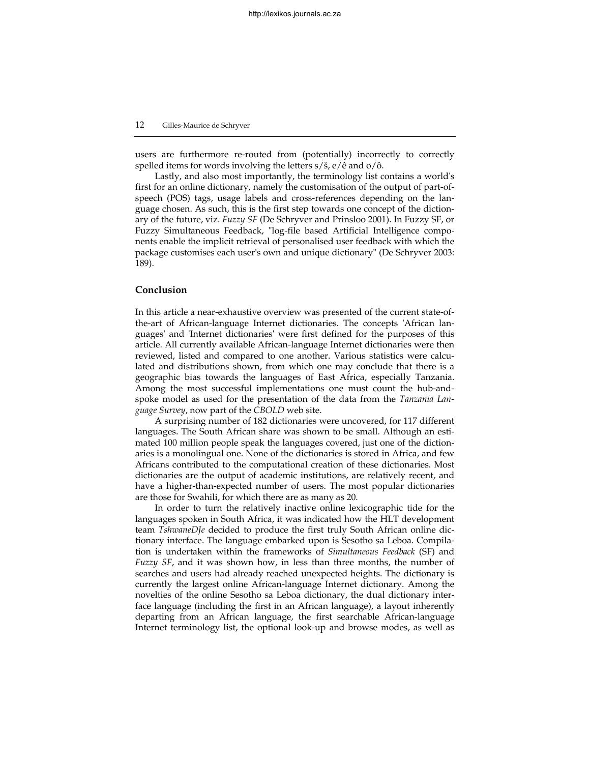users are furthermore re-routed from (potentially) incorrectly to correctly spelled items for words involving the letters s/š, e/ê and o/ô.

Lastly, and also most importantly, the terminology list contains a world's first for an online dictionary, namely the customisation of the output of part-of-speech (POS) tags, usage labels and cross-references depending on the language chosen. As such, this is the first step towards one concept of the dictionary of the future, viz. *Fuzzy SF* (De Schryver and Prinsloo 2001). In Fuzzy SF, or Fuzzy Simultaneous Feedback, "log-file based Artificial Intelligence components enable the implicit retrieval of personalised user feedback with which the package customises each user's own and unique dictionary" (De Schryver 2003: 189).

## Conclusion

In this article a near-exhaustive overview was presented of the current state-of-the-art of African-language Internet dictionaries. The concepts 'African languages' and 'Internet dictionaries' were first defined for the purposes of this article. All currently available African-language Internet dictionaries were then reviewed, listed and compared to one another. Various statistics were calculated and distributions shown, from which one may conclude that there is a geographic bias towards the languages of East Africa, especially Tanzania. Among the most successful implementations one must count the hub-and-spoke model as used for the presentation of the data from the *Tanzania Language Survey*, now part of the *CBOLD* web site.

A surprising number of 182 dictionaries were uncovered, for 117 different languages. The South African share was shown to be small. Although an estimated 100 million people speak the languages covered, just one of the dictionaries is a monolingual one. None of the dictionaries is stored in Africa, and few Africans contributed to the computational creation of these dictionaries. Most dictionaries are the output of academic institutions, are relatively recent, and have a higher-than-expected number of users. The most popular dictionaries are those for Swahili, for which there are as many as 20.

In order to turn the relatively inactive online lexicographic tide for the languages spoken in South Africa, it was indicated how the HLT development team *TshwaneDJe* decided to produce the first truly South African online dictionary interface. The language embarked upon is Sesotho sa Leboa. Compilation is undertaken within the frameworks of *Simultaneous Feedback* (SF) and *Fuzzy SF*, and it was shown how, in less than three months, the number of searches and users had already reached unexpected heights. The dictionary is currently the largest online African-language Internet dictionary. Among the novelties of the online Sesotho sa Leboa dictionary, the dual dictionary interface language (including the first in an African language), a layout inherently departing from an African language, the first searchable African-language Internet terminology list, the optional look-up and browse modes, as well as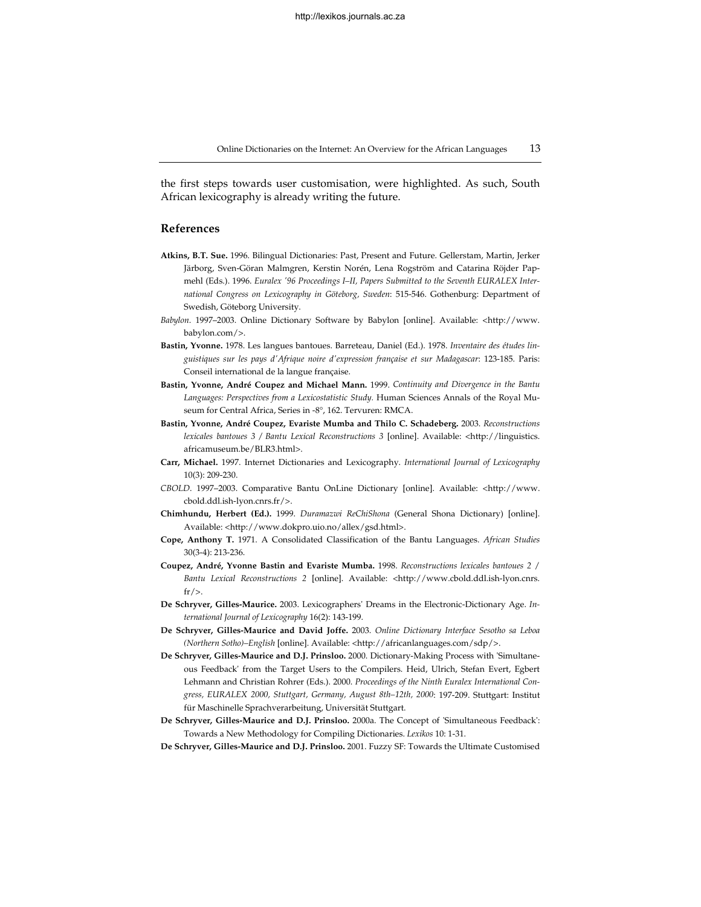the first steps towards user customisation, were highlighted. As such, South African lexicography is already writing the future.

## References

**Atkins, B.T. Sue.** 1996. Bilingual Dictionaries: Past, Present and Future. Gellerstam, Martin, Jerker Järborg, Sven-Göran Malmgren, Kerstin Norén, Lena Rogström and Catarina Röjder Papmehl (Eds.). 1996. *Euralex '96 Proceedings I–II, Papers Submitted to the Seventh EURALEX International Congress on Lexicography in Göteborg, Sweden*: 515-546. Gothenburg: Department of Swedish, Göteborg University.

*Babylon*. 1997–2003. Online Dictionary Software by Babylon [online]. Available: <http://www.babylon.com/>.

**Bastin, Yvonne.** 1978. Les langues bantoues. Barreteau, Daniel (Ed.). 1978. *Inventaire des études linguistiques sur les pays d'Afrique noire d'expression française et sur Madagascar*: 123-185. Paris: Conseil international de la langue française.

**Bastin, Yvonne, André Coupez and Michael Mann.** 1999. *Continuity and Divergence in the Bantu Languages: Perspectives from a Lexicostatistic Study.* Human Sciences Annals of the Royal Museum for Central Africa, Series in -8°, 162. Tervuren: RMCA.

**Bastin, Yvonne, André Coupez, Evariste Mumba and Thilo C. Schadeberg.** 2003. *Reconstructions lexicales bantoues 3 / Bantu Lexical Reconstructions 3* [online]. Available: <http://linguistics.africamuseum.be/BLR3.html>.

**Carr, Michael.** 1997. Internet Dictionaries and Lexicography. *International Journal of Lexicography* 10(3): 209-230.

*CBOLD*. 1997–2003. Comparative Bantu OnLine Dictionary [online]. Available: <http://www.cbold.ddl.ish-lyon.cnrs.fr/>.

**Chimhundu, Herbert (Ed.).** 1999. *Duramazwi ReChiShona* (General Shona Dictionary) [online]. Available: <http://www.dokpro.uio.no/allex/gsd.html>.

**Cope, Anthony T.** 1971. A Consolidated Classification of the Bantu Languages. *African Studies* 30(3-4): 213-236.

**Coupez, André, Yvonne Bastin and Evariste Mumba.** 1998. *Reconstructions lexicales bantoues 2 / Bantu Lexical Reconstructions 2* [online]. Available: <http://www.cbold.ddl.ish-lyon.cnrs.fr/>.

**De Schryver, Gilles-Maurice.** 2003. Lexicographers' Dreams in the Electronic-Dictionary Age. *International Journal of Lexicography* 16(2): 143-199.

**De Schryver, Gilles-Maurice and David Joffe.** 2003. *Online Dictionary Interface Sesotho sa Leboa (Northern Sotho)–English* [online]. Available: <http://africanlanguages.com/sdp/>.

**De Schryver, Gilles-Maurice and D.J. Prinsloo.** 2000. Dictionary-Making Process with 'Simultaneous Feedback' from the Target Users to the Compilers. Heid, Ulrich, Stefan Evert, Egbert Lehmann and Christian Rohrer (Eds.). 2000. *Proceedings of the Ninth Euralex International Congress, EURALEX 2000, Stuttgart, Germany, August 8th–12th, 2000*: 197-209. Stuttgart: Institut für Maschinelle Sprachverarbeitung, Universität Stuttgart.

**De Schryver, Gilles-Maurice and D.J. Prinsloo.** 2000a. The Concept of 'Simultaneous Feedback': Towards a New Methodology for Compiling Dictionaries. *Lexikos* 10: 1-31.

**De Schryver, Gilles-Maurice and D.J. Prinsloo.** 2001. Fuzzy SF: Towards the Ultimate Customised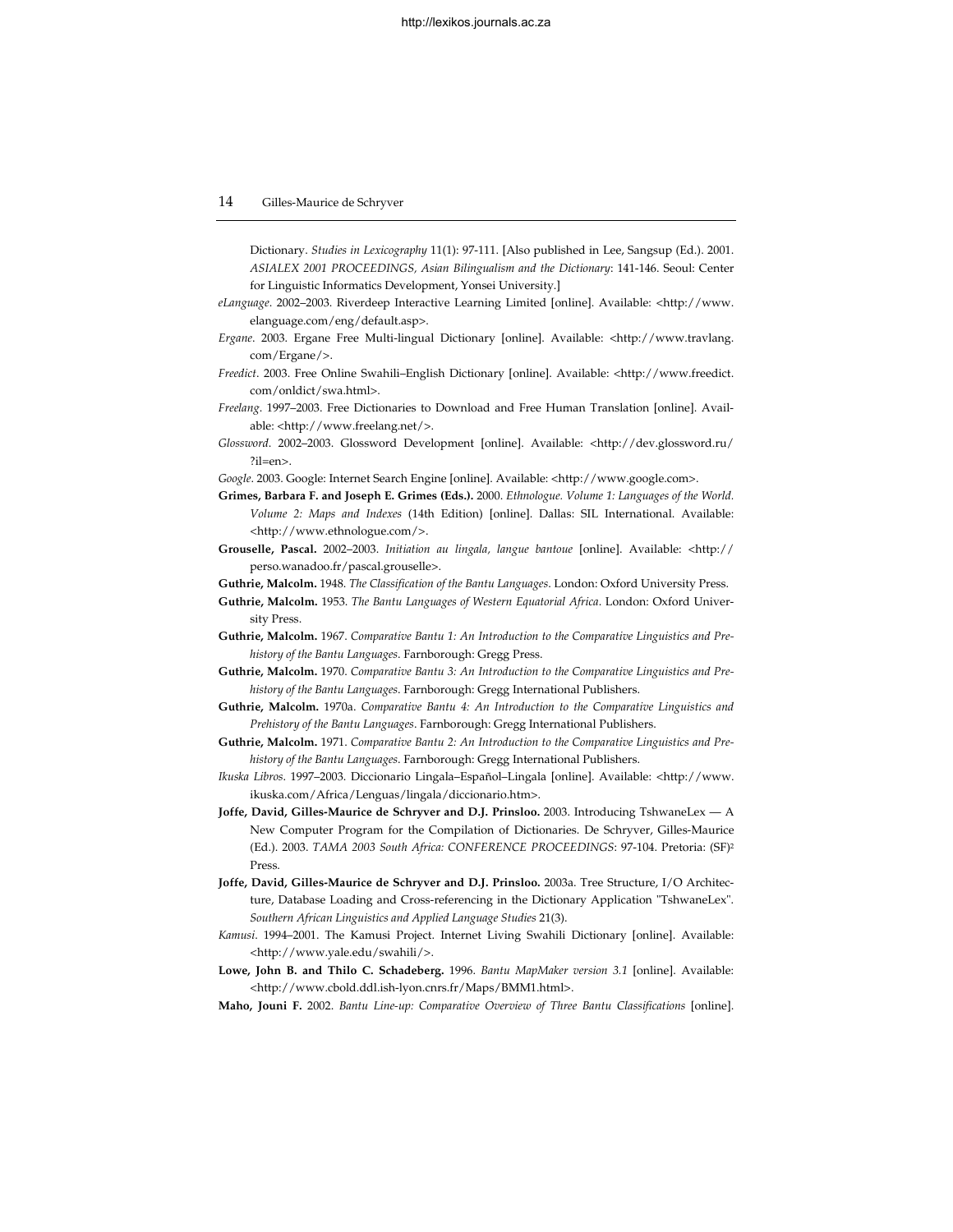Dictionary. *Studies in Lexicography* 11(1): 97-111. [Also published in Lee, Sangsup (Ed.). 2001. *ASIALEX 2001 PROCEEDINGS, Asian Bilingualism and the Dictionary*: 141-146. Seoul: Center for Linguistic Informatics Development, Yonsei University.]

*eLanguage*. 2002–2003. Riverdeep Interactive Learning Limited [online]. Available: <http://www.elanguage.com/eng/default.asp>.

*Ergane*. 2003. Ergane Free Multi-lingual Dictionary [online]. Available: <http://www.travlang.com/Ergane/>.

*Freedict*. 2003. Free Online Swahili–English Dictionary [online]. Available: <http://www.freedict.com/onldict/swa.html>.

*Freelang*. 1997–2003. Free Dictionaries to Download and Free Human Translation [online]. Available: <http://www.freelang.net/>.

*Glossword*. 2002–2003. Glossword Development [online]. Available: <http://dev.glossword.ru/?il=en>.

*Google*. 2003. Google: Internet Search Engine [online]. Available: <http://www.google.com>.

**Grimes, Barbara F. and Joseph E. Grimes (Eds.).** 2000. *Ethnologue. Volume 1: Languages of the World. Volume 2: Maps and Indexes* (14th Edition) [online]. Dallas: SIL International. Available: <http://www.ethnologue.com/>.

**Grouselle, Pascal.** 2002–2003. *Initiation au lingala, langue bantoue* [online]. Available: <http://perso.wanadoo.fr/pascal.grouselle>.

**Guthrie, Malcolm.** 1948. *The Classification of the Bantu Languages*. London: Oxford University Press.

**Guthrie, Malcolm.** 1953. *The Bantu Languages of Western Equatorial Africa*. London: Oxford University Press.

**Guthrie, Malcolm.** 1967. *Comparative Bantu 1: An Introduction to the Comparative Linguistics and Prehistory of the Bantu Languages*. Farnborough: Gregg Press.

**Guthrie, Malcolm.** 1970. *Comparative Bantu 3: An Introduction to the Comparative Linguistics and Prehistory of the Bantu Languages*. Farnborough: Gregg International Publishers.

**Guthrie, Malcolm.** 1970a. *Comparative Bantu 4: An Introduction to the Comparative Linguistics and Prehistory of the Bantu Languages*. Farnborough: Gregg International Publishers.

**Guthrie, Malcolm.** 1971. *Comparative Bantu 2: An Introduction to the Comparative Linguistics and Prehistory of the Bantu Languages*. Farnborough: Gregg International Publishers.

*Ikuska Libros*. 1997–2003. Diccionario Lingala–Español–Lingala [online]. Available: <http://www.ikuska.com/Africa/Lenguas/lingala/diccionario.htm>.

**Joffe, David, Gilles-Maurice de Schryver and D.J. Prinsloo.** 2003. Introducing TshwaneLex — A New Computer Program for the Compilation of Dictionaries. De Schryver, Gilles-Maurice (Ed.). 2003. *TAMA 2003 South Africa: CONFERENCE PROCEEDINGS*: 97-104. Pretoria: (SF)$^2$ Press.

**Joffe, David, Gilles-Maurice de Schryver and D.J. Prinsloo.** 2003a. Tree Structure, I/O Architecture, Database Loading and Cross-referencing in the Dictionary Application "TshwaneLex". *Southern African Linguistics and Applied Language Studies* 21(3).

*Kamusi*. 1994–2001. The Kamusi Project. Internet Living Swahili Dictionary [online]. Available: <http://www.yale.edu/swahili/>.

**Lowe, John B. and Thilo C. Schadeberg.** 1996. *Bantu MapMaker version 3.1* [online]. Available: <http://www.cbold.ddl.ish-lyon.cnrs.fr/Maps/BMM1.html>.

**Maho, Jouni F.** 2002. *Bantu Line-up: Comparative Overview of Three Bantu Classifications* [online].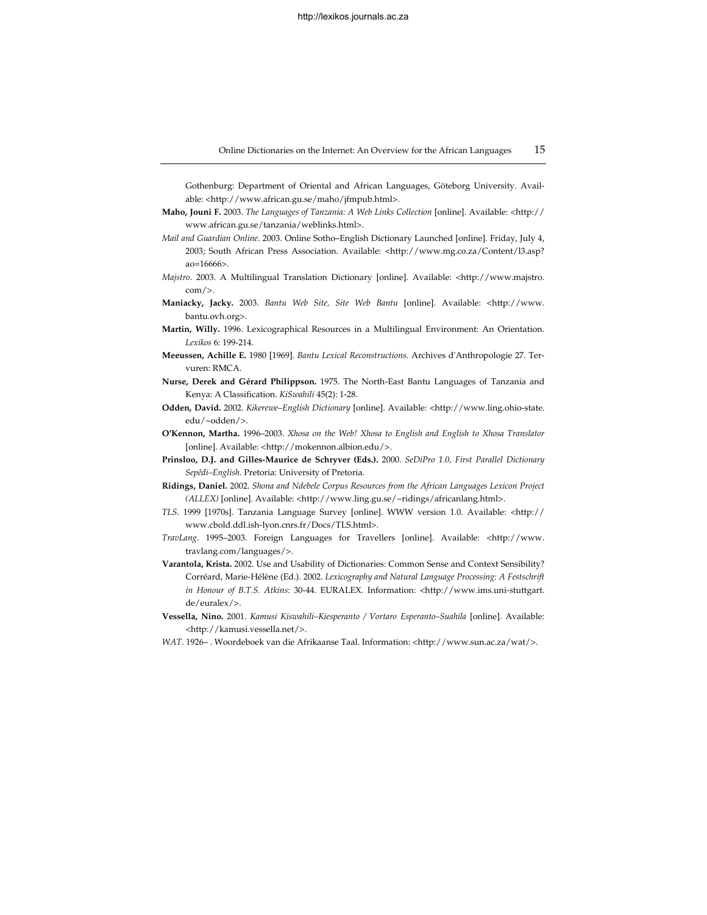Gothenburg: Department of Oriental and African Languages, Göteborg University. Available: <http://www.african.gu.se/maho/jfmpub.html>.

**Maho, Jouni F.** 2003. *The Languages of Tanzania: A Web Links Collection* [online]. Available: <http://www.african.gu.se/tanzania/weblinks.html>.

*Mail and Guardian Online*. 2003. Online Sotho–English Dictionary Launched [online]. Friday, July 4, 2003; South African Press Association. Available: <http://www.mg.co.za/Content/l3.asp?ao=16666>.

*Majstro*. 2003. A Multilingual Translation Dictionary [online]. Available: <http://www.majstro.com/>.

**Maniacky, Jacky.** 2003. *Bantu Web Site, Site Web Bantu* [online]. Available: <http://www.bantu.ovh.org>.

**Martin, Willy.** 1996. Lexicographical Resources in a Multilingual Environment: An Orientation. *Lexikos* 6: 199-214.

**Meeussen, Achille E.** 1980 [1969]. *Bantu Lexical Reconstructions.* Archives d'Anthropologie 27. Tervuren: RMCA.

**Nurse, Derek and Gérard Philippson.** 1975. The North-East Bantu Languages of Tanzania and Kenya: A Classification. *KiSwahili* 45(2): 1-28.

**Odden, David.** 2002. *Kikerewe–English Dictionary* [online]. Available: <http://www.ling.ohio-state.edu/~odden/>.

**O'Kennon, Martha.** 1996–2003. *Xhosa on the Web! Xhosa to English and English to Xhosa Translator* [online]. Available: <http://mokennon.albion.edu/>.

**Prinsloo, D.J. and Gilles-Maurice de Schryver (Eds.).** 2000. *SeDiPro 1.0, First Parallel Dictionary Sepêdi–English*. Pretoria: University of Pretoria.

**Ridings, Daniel.** 2002. *Shona and Ndebele Corpus Resources from the African Languages Lexicon Project (ALLEX)* [online]. Available: <http://www.ling.gu.se/~ridings/africanlang.html>.

*TLS*. 1999 [1970s]. Tanzania Language Survey [online]. WWW version 1.0. Available: <http://www.cbold.ddl.ish-lyon.cnrs.fr/Docs/TLS.html>.

*TravLang*. 1995–2003. Foreign Languages for Travellers [online]. Available: <http://www.travlang.com/languages/>.

**Varantola, Krista.** 2002. Use and Usability of Dictionaries: Common Sense and Context Sensibility? Corréard, Marie-Hélène (Ed.). 2002. *Lexicography and Natural Language Processing: A Festschrift in Honour of B.T.S. Atkins*: 30-44. EURALEX. Information: <http://www.ims.uni-stuttgart.de/euralex/>.

**Vessella, Nino.** 2001. *Kamusi Kiswahili–Kiesperanto / Vortaro Esperanto–Suahila* [online]. Available: <http://kamusi.vessella.net/>.

*WAT*. 1926– . Woordeboek van die Afrikaanse Taal. Information: <http://www.sun.ac.za/wat/>.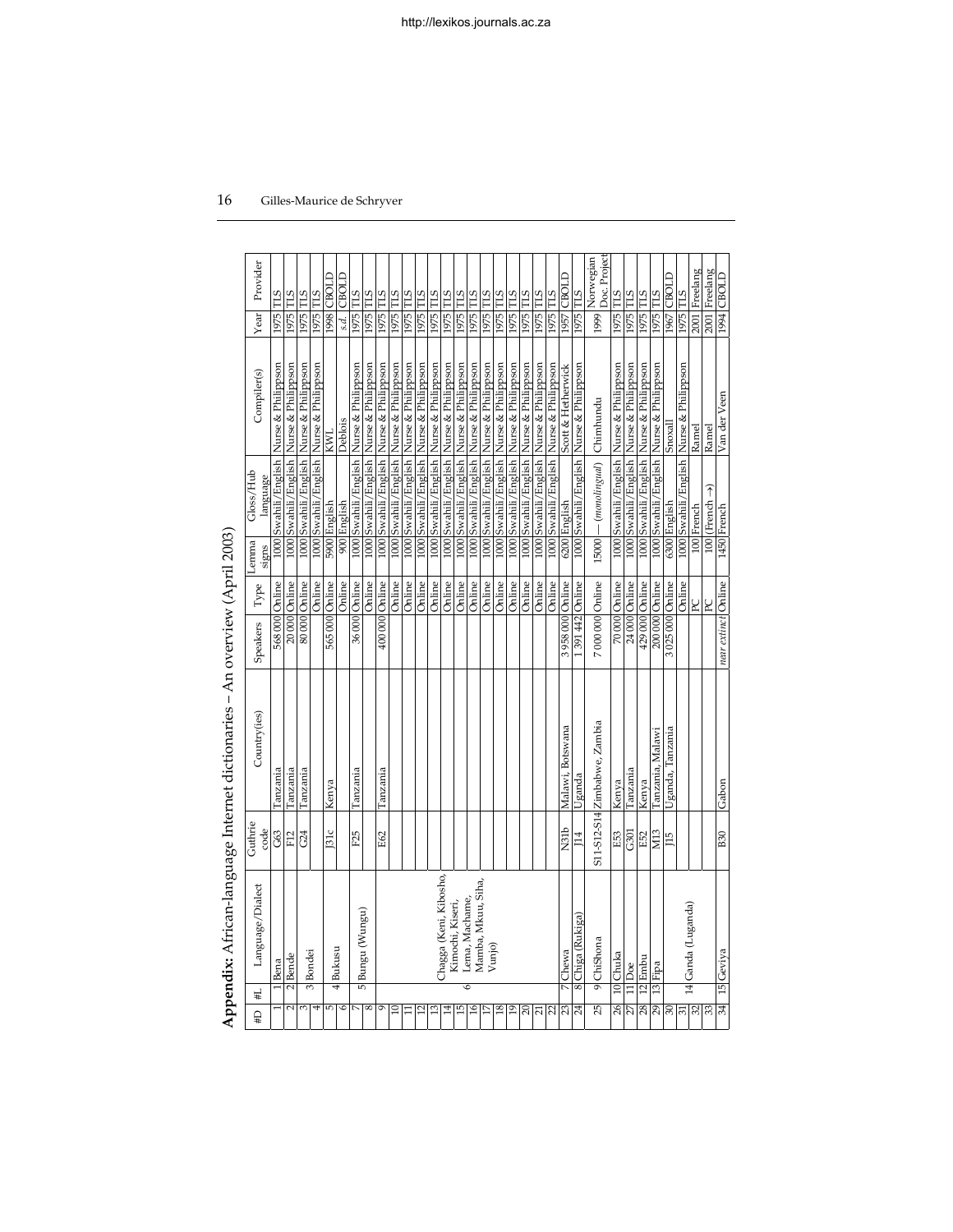**Appendix:** African-language Internet dictionaries – An overview (April 2003)

| #D | #L | Language/Dialect | Guthrie code | Country(ies) | Speakers | Type | Lemma signs | Gloss/Hub language | Compiler(s) | Year | Provider |
|---|---|---|---|---|---|---|---|---|---|---|---|
| 1 | 1 | Bena | G63 | Tanzania | 568 000 | Online | 1000 | Swahili/English | Nurse & Philippson | 1975 | TLS |
| 2 | 2 | Bende | F12 | Tanzania | 20 000 | Online | 1000 | Swahili/English | Nurse & Philippson | 1975 | TLS |
| 3 | 3 | Bondei | G24 | Tanzania | 80 000 | Online | 1000 | Swahili/English | Nurse & Philippson | 1975 | TLS |
| 4 | | | | | | Online | 1000 | Swahili/English | Nurse & Philippson | 1975 | TLS |
| 5 | 4 | Bukusu | J31c | Kenya | 565 000 | Online | 5900 | English | KWL | 1998 | CBOLD |
| 6 | | | | | | Online | 900 | English | Deblois | *s.d.* | CBOLD |
| 7 | 5 | Bungu (Wungu) | F25 | Tanzania | 36 000 | Online | 1000 | Swahili/English | Nurse & Philippson | 1975 | TLS |
| 8 | | | | | | Online | 1000 | Swahili/English | Nurse & Philippson | 1975 | TLS |
| 9 | 6 | Chagga (Keni, Kibosho, Kimochi, Kiseri, Lema, Machame, Mamba, Mkuu, Siha, Vunjo) | E62 | Tanzania | 400 000 | Online | 1000 | Swahili/English | Nurse & Philippson | 1975 | TLS |
| 10 | | | | | | Online | 1000 | Swahili/English | Nurse & Philippson | 1975 | TLS |
| 11 | | | | | | Online | 1000 | Swahili/English | Nurse & Philippson | 1975 | TLS |
| 12 | | | | | | Online | 1000 | Swahili/English | Nurse & Philippson | 1975 | TLS |
| 13 | | | | | | Online | 1000 | Swahili/English | Nurse & Philippson | 1975 | TLS |
| 14 | | | | | | Online | 1000 | Swahili/English | Nurse & Philippson | 1975 | TLS |
| 15 | | | | | | Online | 1000 | Swahili/English | Nurse & Philippson | 1975 | TLS |
| 16 | | | | | | Online | 1000 | Swahili/English | Nurse & Philippson | 1975 | TLS |
| 17 | | | | | | Online | 1000 | Swahili/English | Nurse & Philippson | 1975 | TLS |
| 18 | | | | | | Online | 1000 | Swahili/English | Nurse & Philippson | 1975 | TLS |
| 19 | | | | | | Online | 1000 | Swahili/English | Nurse & Philippson | 1975 | TLS |
| 20 | | | | | | Online | 1000 | Swahili/English | Nurse & Philippson | 1975 | TLS |
| 21 | | | | | | Online | 1000 | Swahili/English | Nurse & Philippson | 1975 | TLS |
| 22 | | | | | | Online | 1000 | Swahili/English | Nurse & Philippson | 1975 | TLS |
| 23 | 7 | Chewa | N31b | Malawi, Botswana | 3 958 000 | Online | 6200 | English | Scott & Hetherwick | 1957 | CBOLD |
| 24 | 8 | Chiga (Rukiga) | J14 | Uganda | 1 391 442 | Online | 1000 | Swahili/English | Nurse & Philippson | 1975 | TLS |
| 25 | 9 | ChiShona | S11-S12-S14 | Zimbabwe, Zambia | 7 000 000 | Online | 15000 | — (*monolingual*) | Chimhundu | 1999 | Norwegian Doc. Project |
| 26 | 10 | Chuka | E53 | Kenya | 70 000 | Online | 1000 | Swahili/English | Nurse & Philippson | 1975 | TLS |
| 27 | 11 | Doe | G301 | Tanzania | 24 000 | Online | 1000 | Swahili/English | Nurse & Philippson | 1975 | TLS |
| 28 | 12 | Embu | E52 | Kenya | 429 000 | Online | 1000 | Swahili/English | Nurse & Philippson | 1975 | TLS |
| 29 | 13 | Fipa | M13 | Tanzania, Malawi | 200 000 | Online | 1000 | Swahili/English | Nurse & Philippson | 1975 | TLS |
| 30 | 14 | Ganda (Luganda) | J15 | Uganda, Tanzania | 3 025 000 | Online | 6300 | English | Snoxall | 1967 | CBOLD |
| 31 | | | | | | Online | 1000 | Swahili/English | Nurse & Philippson | 1975 | TLS |
| 32 | | | | | | PC | 100 | French | Ramel | 2001 | Freelang |
| 33 | | | | | | PC | 100 | (French →) | Ramel | 2001 | Freelang |
| 34 | 15 | Geviya | B30 | Gabon | *near extinct* | Online | 1450 | French | Van der Veen | 1994 | CBOLD |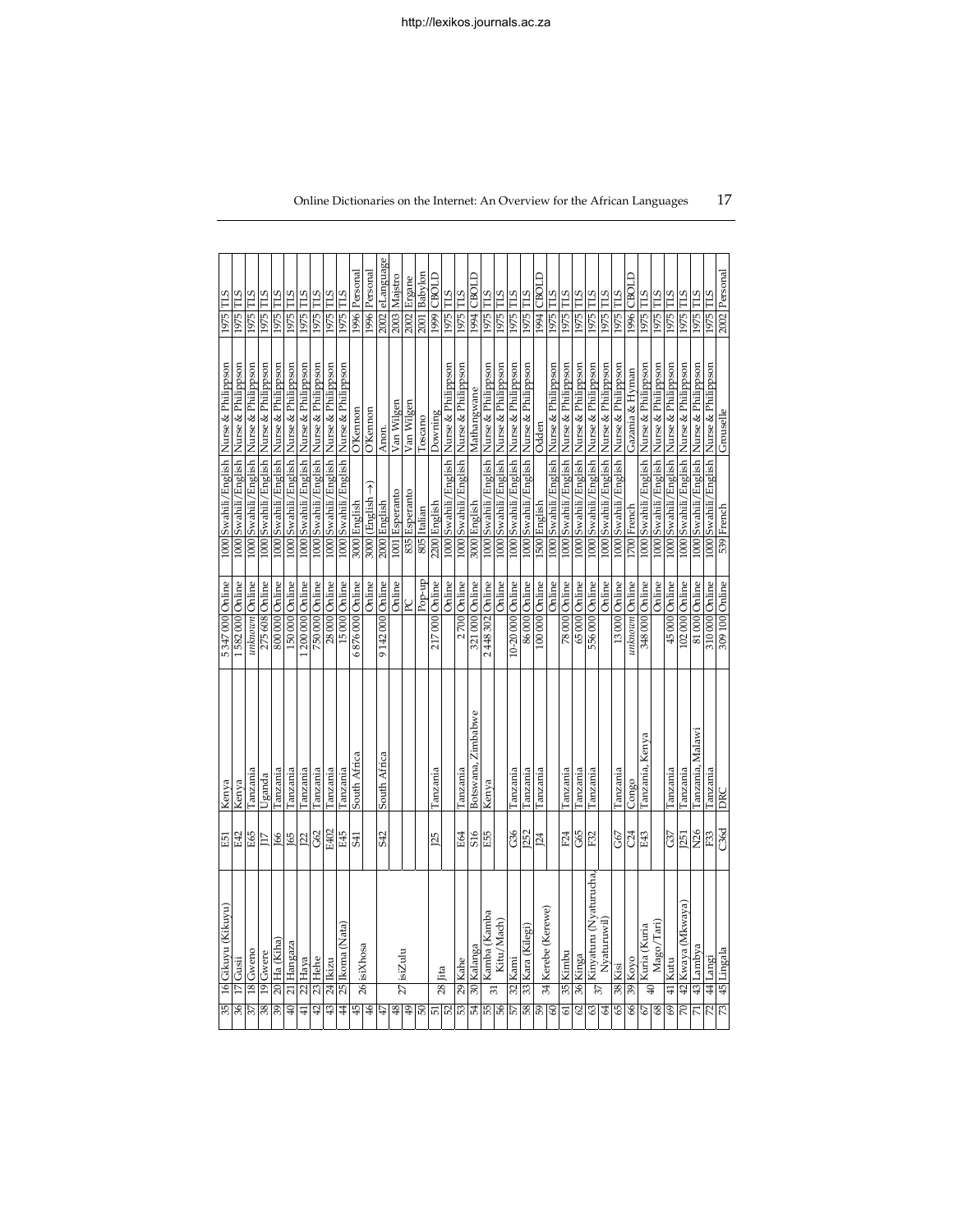| | | | | | | | | | | | | |
|---|---|---|---|---|---|---|---|---|---|---|---|---|
| 35 | 16 | Gikuyu (Kikuyu) | E51 | Kenya | 5 347 000 | Online | 1000 | Swahili/English | Nurse & Philippson | 1975 | TLS |
| 36 | 17 | Gusii | E42 | Kenya | 1 582 000 | Online | 1000 | Swahili/English | Nurse & Philippson | 1975 | TLS |
| 37 | 18 | Gweno | E65 | Tanzania | *unknown* | Online | 1000 | Swahili/English | Nurse & Philippson | 1975 | TLS |
| 38 | 19 | Gwere | J17 | Uganda | 275 608 | Online | 1000 | Swahili/English | Nurse & Philippson | 1975 | TLS |
| 39 | 20 | Ha (Kiha) | J66 | Tanzania | 800 000 | Online | 1000 | Swahili/English | Nurse & Philippson | 1975 | TLS |
| 40 | 21 | Hangaza | J65 | Tanzania | 150 000 | Online | 1000 | Swahili/English | Nurse & Philippson | 1975 | TLS |
| 41 | 22 | Haya | J22 | Tanzania | 1 200 000 | Online | 1000 | Swahili/English | Nurse & Philippson | 1975 | TLS |
| 42 | 23 | Hehe | G62 | Tanzania | 750 000 | Online | 1000 | Swahili/English | Nurse & Philippson | 1975 | TLS |
| 43 | 24 | Ikizu | E402 | Tanzania | 28 000 | Online | 1000 | Swahili/English | Nurse & Philippson | 1975 | TLS |
| 44 | 25 | Ikoma (Nata) | E45 | Tanzania | 15 000 | Online | 1000 | Swahili/English | Nurse & Philippson | 1975 | TLS |
| 45 | 26 | isiXhosa | S41 | South Africa | 6 876 000 | Online | 3000 | English | O'Kennon | 1996 | Personal |
| 46 | | | | | | Online | 3000 | (English →) | O'Kennon | 1996 | Personal |
| 47 | 27 | isiZulu | S42 | South Africa | 9 142 000 | Online | 2000 | English | Anon. | 2002 | eLanguage |
| 48 | | | | | | Online | 1001 | Esperanto | Van Wilgen | 2003 | Majstro |
| 49 | | | | | | PC | 835 | Esperanto | Van Wilgen | 2002 | Ergane |
| 50 | | | | | | Pop-up | 805 | Italian | Toscano | 2001 | Babylon |
| 51 | 28 | Jita | J25 | Tanzania | 217 000 | Online | 2200 | English | Downing | 1999 | CBOLD |
| 52 | | | | | | Online | 1000 | Swahili/English | Nurse & Philippson | 1975 | TLS |
| 53 | 29 | Kahe | E64 | Tanzania | 2 700 | Online | 1000 | Swahili/English | Nurse & Philippson | 1975 | TLS |
| 54 | 30 | Kalanga | S16 | Botswana, Zimbabwe | 321 000 | Online | 3000 | English | Mathangwane | 1994 | CBOLD |
| 55 | 31 | Kamba (Kamba Kitu/Mach) | E55 | Kenya | 2 448 302 | Online | 1000 | Swahili/English | Nurse & Philippson | 1975 | TLS |
| 56 | | | | | | Online | 1000 | Swahili/English | Nurse & Philippson | 1975 | TLS |
| 57 | 32 | Kami | G36 | Tanzania | 10-20 000 | Online | 1000 | Swahili/English | Nurse & Philippson | 1975 | TLS |
| 58 | 33 | Kara (Kilegi) | J252 | Tanzania | 86 000 | Online | 1000 | Swahili/English | Nurse & Philippson | 1975 | TLS |
| 59 | 34 | Kerebe (Kerewe) | J24 | Tanzania | 100 000 | Online | 1500 | English | Odden | 1994 | CBOLD |
| 60 | | | | | | Online | 1000 | Swahili/English | Nurse & Philippson | 1975 | TLS |
| 61 | 35 | Kimbu | F24 | Tanzania | 78 000 | Online | 1000 | Swahili/English | Nurse & Philippson | 1975 | TLS |
| 62 | 36 | Kinga | G65 | Tanzania | 65 000 | Online | 1000 | Swahili/English | Nurse & Philippson | 1975 | TLS |
| 63 | 37 | Kinyaturu (Nyaturucha, Nyaturuwil) | F32 | Tanzania | 556 000 | Online | 1000 | Swahili/English | Nurse & Philippson | 1975 | TLS |
| 64 | | | | | | Online | 1000 | Swahili/English | Nurse & Philippson | 1975 | TLS |
| 65 | 38 | Kisi | G67 | Tanzania | 13 000 | Online | 1000 | Swahili/English | Nurse & Philippson | 1975 | TLS |
| 66 | 39 | Koyo | C24 | Congo | *unknown* | Online | 1700 | French | Gazania & Hyman | 1996 | CBOLD |
| 67 | 40 | Kuria (Kuria Mago/Tari) | E43 | Tanzania, Kenya | 348 000 | Online | 1000 | Swahili/English | Nurse & Philippson | 1975 | TLS |
| 68 | | | | | | Online | 1000 | Swahili/English | Nurse & Philippson | 1975 | TLS |
| 69 | 41 | Kutu | G37 | Tanzania | 45 000 | Online | 1000 | Swahili/English | Nurse & Philippson | 1975 | TLS |
| 70 | 42 | Kwaya (Mkwaya) | J251 | Tanzania | 102 000 | Online | 1000 | Swahili/English | Nurse & Philippson | 1975 | TLS |
| 71 | 43 | Lambya | N26 | Tanzania, Malawi | 81 000 | Online | 1000 | Swahili/English | Nurse & Philippson | 1975 | TLS |
| 72 | 44 | Langi | F33 | Tanzania | 310 000 | Online | 1000 | Swahili/English | Nurse & Philippson | 1975 | TLS |
| 73 | 45 | Lingala | C36d | DRC | 309 100 | Online | 539 | French | Grouselle | 2002 | Personal |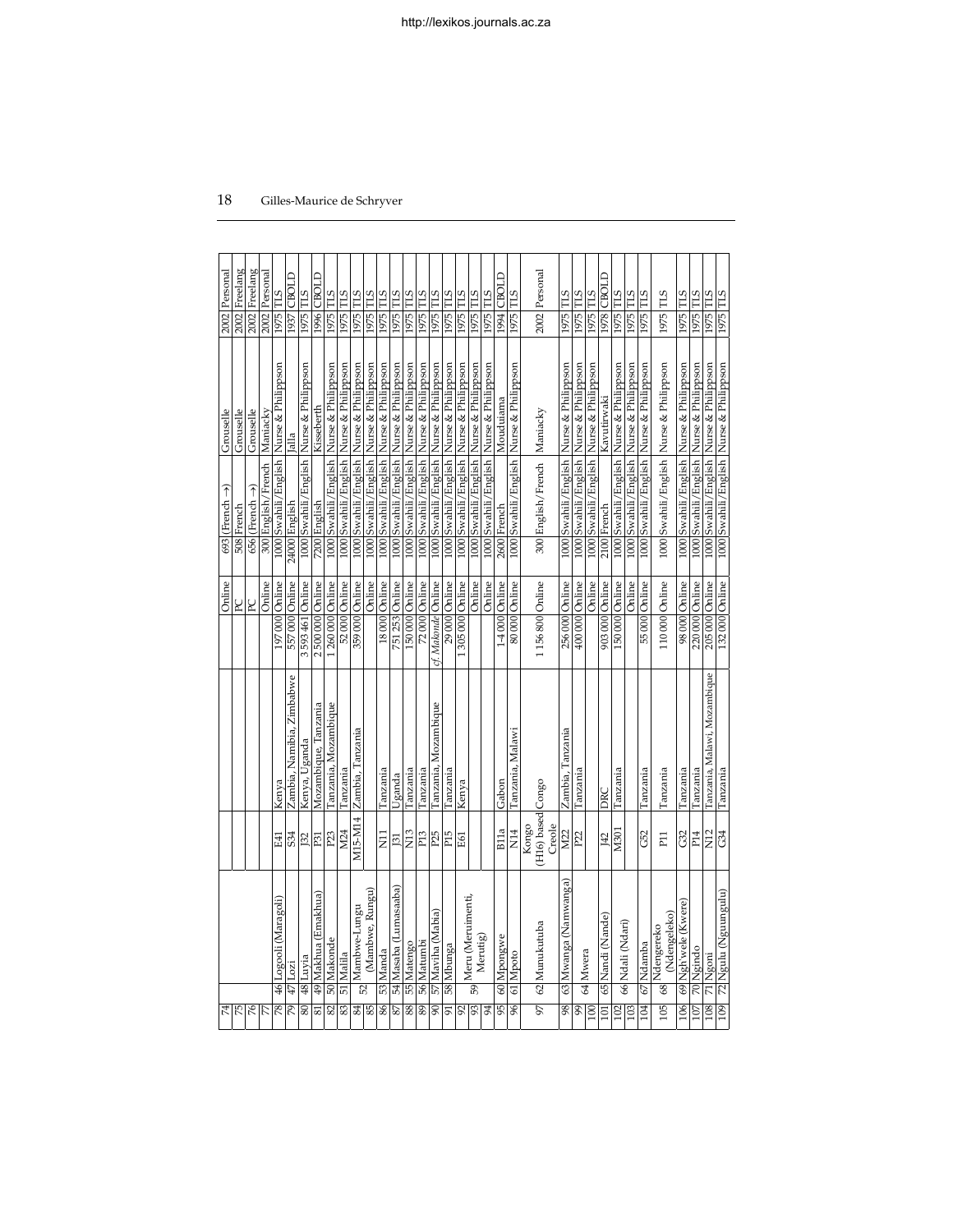| | | | | | | | | | | |
|---|---|---|---|---|---|---|---|---|---|---|
| 74 | | | | | Online | 693 | (French →) | Grouselle | 2002 | Personal |
| 75 | | | | | PC | 508 | French | Grouselle | 2002 | Freelang |
| 76 | | | | | PC | 656 | (French →) | Grouselle | 2002 | Freelang |
| 77 | | | | | Online | 300 | English/French | Maniacky | 2002 | Personal |
| 78 | 46 Logooli (Maragoli) | E41 | Kenya | 197 000 | Online | 1000 | Swahili/English | Nurse & Philippson | 1975 | TLS |
| 79 | 47 Lozi | S34 | Zambia, Namibia, Zimbabwe | 557 000 | Online | 24000 | English | Jalla | 1937 | CBOLD |
| 80 | 48 Luyia | J32 | Kenya, Uganda | 3 593 461 | Online | 1000 | Swahili/English | Nurse & Philippson | 1975 | TLS |
| 81 | 49 Makhua (Emakhua) | P31 | Mozambique, Tanzania | 2 500 000 | Online | 7200 | English | Kisseberth | 1996 | CBOLD |
| 82 | 50 Makonde | P23 | Tanzania, Mozambique | 1 260 000 | Online | 1000 | Swahili/English | Nurse & Philippson | 1975 | TLS |
| 83 | 51 Malila | M24 | Tanzania | 52 000 | Online | 1000 | Swahili/English | Nurse & Philippson | 1975 | TLS |
| 84 | 52 Mambwe-Lungu | M15-M14 | Zambia, Tanzania | 359 000 | Online | 1000 | Swahili/English | Nurse & Philippson | 1975 | TLS |
| 85 | (Mambwe, Rungu) | | | | Online | 1000 | Swahili/English | Nurse & Philippson | 1975 | TLS |
| 86 | 53 Manda | N11 | Tanzania | 18 000 | Online | 1000 | Swahili/English | Nurse & Philippson | 1975 | TLS |
| 87 | 54 Masaba (Lumasaaba) | J31 | Uganda | 751 253 | Online | 1000 | Swahili/English | Nurse & Philippson | 1975 | TLS |
| 88 | 55 Matengo | N13 | Tanzania | 150 000 | Online | 1000 | Swahili/English | Nurse & Philippson | 1975 | TLS |
| 89 | 56 Matumbi | P13 | Tanzania | 72 000 | Online | 1000 | Swahili/English | Nurse & Philippson | 1975 | TLS |
| 90 | 57 Maviha (Mabia) | P25 | Tanzania, Mozambique | *cf. Makonde* | Online | 1000 | Swahili/English | Nurse & Philippson | 1975 | TLS |
| 91 | 58 Mbunga | P15 | Tanzania | 29 000 | Online | 1000 | Swahili/English | Nurse & Philippson | 1975 | TLS |
| 92 | 59 Meru (Meruimenti, | E61 | Kenya | 1 305 000 | Online | 1000 | Swahili/English | Nurse & Philippson | 1975 | TLS |
| 93 | Merutig) | | | | Online | 1000 | Swahili/English | Nurse & Philippson | 1975 | TLS |
| 94 | | | | | Online | 1000 | Swahili/English | Nurse & Philippson | 1975 | TLS |
| 95 | 60 Mpongwe | B11a | Gabon | 1-4 000 | Online | 2600 | French | Mouduiama | 1994 | CBOLD |
| 96 | 61 Mpoto | N14 | Tanzania, Malawi | 80 000 | Online | 1000 | Swahili/English | Nurse & Philippson | 1975 | TLS |
| 97 | 62 Munukutuba | Kongo (H16) based Creole | Congo | 1 156 800 | Online | 300 | English/French | Maniacky | 2002 | Personal |
| 98 | 63 Mwanga (Namwanga) | M22 | Zambia, Tanzania | 256 000 | Online | 1000 | Swahili/English | Nurse & Philippson | 1975 | TLS |
| 99 | 64 Mwera | P22 | Tanzania | 400 000 | Online | 1000 | Swahili/English | Nurse & Philippson | 1975 | TLS |
| 100 | | | | | Online | 1000 | Swahili/English | Nurse & Philippson | 1975 | TLS |
| 101 | 65 Nandi (Nande) | J42 | DRC | 903 000 | Online | 2100 | French | Kavutirwaki | 1978 | CBOLD |
| 102 | 66 Ndali (Ndari) | M301 | Tanzania | 150 000 | Online | 1000 | Swahili/English | Nurse & Philippson | 1975 | TLS |
| 103 | | | | | Online | 1000 | Swahili/English | Nurse & Philippson | 1975 | TLS |
| 104 | 67 Ndamba | G52 | Tanzania | 55 000 | Online | 1000 | Swahili/English | Nurse & Philippson | 1975 | TLS |
| 105 | 68 Ndengereko (Ndengeleko) | P11 | Tanzania | 110 000 | Online | 1000 | Swahili/English | Nurse & Philippson | 1975 | TLS |
| 106 | 69 Ngh'wele (Kwere) | G32 | Tanzania | 98 000 | Online | 1000 | Swahili/English | Nurse & Philippson | 1975 | TLS |
| 107 | 70 Ngindo | P14 | Tanzania | 220 000 | Online | 1000 | Swahili/English | Nurse & Philippson | 1975 | TLS |
| 108 | 71 Ngoni | N12 | Tanzania, Malawi, Mozambique | 205 000 | Online | 1000 | Swahili/English | Nurse & Philippson | 1975 | TLS |
| 109 | 72 Ngulu (Nguungulu) | G34 | Tanzania | 132 000 | Online | 1000 | Swahili/English | Nurse & Philippson | 1975 | TLS |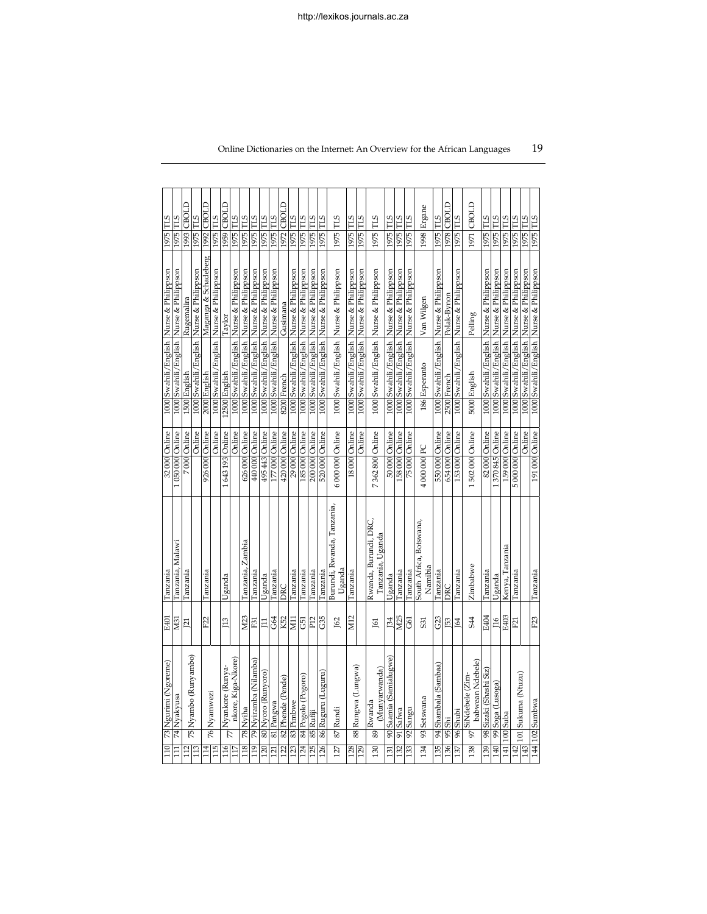| 110 | 73 | Ngurimi (Ngoreme) | E401 | Tanzania | 32 000 | Online | 1000 | Swahili/English | Nurse & Philippson | 1975 | TLS |
|---|---|---|---|---|---|---|---|---|---|---|---|
| 111 | 74 | Nyakyusa | M31 | Tanzania, Malawi | 1 050 000 | Online | 1000 | Swahili/English | Nurse & Philippson | 1975 | TLS |
| 112 | 75 | Nyambo (Runyambo) | J21 | Tanzania | 7 000 | Online | 1500 | English | Rugemalira | 1993 | CBOLD |
| 113 | | | | | | Online | 1000 | Swahili/English | Nurse & Philippson | 1975 | TLS |
| 114 | 76 | Nyamwezi | F22 | Tanzania | 926 000 | Online | 2000 | English | Maganga & Schadeberg | 1992 | CBOLD |
| 115 | | | | | | Online | 1000 | Swahili/English | Nurse & Philippson | 1975 | TLS |
| 116 | 77 | Nyankore (Runyankore, Kiga-Nkore) | J13 | Uganda | 1 643 193 | Online | 12500 | English | Taylor | 1959 | CBOLD |
| 117 | | | | | | Online | 1000 | Swahili/English | Nurse & Philippson | 1975 | TLS |
| 118 | 78 | Nyiha | M23 | Tanzania, Zambia | 626 000 | Online | 1000 | Swahili/English | Nurse & Philippson | 1975 | TLS |
| 119 | 79 | Nyiramba (Nilamba) | F31 | Tanzania | 440 000 | Online | 1000 | Swahili/English | Nurse & Philippson | 1975 | TLS |
| 120 | 80 | Nyoro (Runyoro) | J11 | Uganda | 495 443 | Online | 1000 | Swahili/English | Nurse & Philippson | 1975 | TLS |
| 121 | 81 | Pangwa | G64 | Tanzania | 177 000 | Online | 1000 | Swahili/English | Nurse & Philippson | 1975 | TLS |
| 122 | 82 | Phende (Pende) | K52 | DRC | 420 000 | Online | 8200 | French | Gusimana | 1972 | CBOLD |
| 123 | 83 | Pimbwe | M11 | Tanzania | 29 000 | Online | 1000 | Swahili/English | Nurse & Philippson | 1975 | TLS |
| 124 | 84 | Pogolo (Pogoro) | G51 | Tanzania | 185 000 | Online | 1000 | Swahili/English | Nurse & Philippson | 1975 | TLS |
| 125 | 85 | Rufiji | P12 | Tanzania | 200 000 | Online | 1000 | Swahili/English | Nurse & Philippson | 1975 | TLS |
| 126 | 86 | Ruguru (Luguru) | G35 | Tanzania | 520 000 | Online | 1000 | Swahili/English | Nurse & Philippson | 1975 | TLS |
| 127 | 87 | Rundi | J62 | Burundi, Rwanda, Tanzania, Uganda | 6 000 000 | Online | 1000 | Swahili/English | Nurse & Philippson | 1975 | TLS |
| 128 | 88 | Rungwa (Lungwa) | M12 | Tanzania | 18 000 | Online | 1000 | Swahili/English | Nurse & Philippson | 1975 | TLS |
| 129 | | | | | | Online | 1000 | Swahili/English | Nurse & Philippson | 1975 | TLS |
| 130 | 89 | Rwanda (Munyarwanda) | J61 | Rwanda, Burundi, DRC, Tanzania, Uganda | 7 362 800 | Online | 1000 | Swahili/English | Nurse & Philippson | 1975 | TLS |
| 131 | 90 | Saamia (Samialugwe) | J34 | Uganda | 50 000 | Online | 1000 | Swahili/English | Nurse & Philippson | 1975 | TLS |
| 132 | 91 | Safwa | M25 | Tanzania | 158 000 | Online | 1000 | Swahili/English | Nurse & Philippson | 1975 | TLS |
| 133 | 92 | Sangu | G61 | Tanzania | 75 000 | Online | 1000 | Swahili/English | Nurse & Philippson | 1975 | TLS |
| 134 | 93 | Setswana | S31 | South Africa, Botswana, Namibia | 4 000 000 | PC | 186 | Esperanto | Van Wilgen | 1998 | Ergane |
| 135 | 94 | Shambala (Sambaa) | G23 | Tanzania | 550 000 | Online | 1000 | Swahili/English | Nurse & Philippson | 1975 | TLS |
| 136 | 95 | Shi | J53 | DRC | 654 000 | Online | 2500 | French | Polak-Bynon | 1978 | CBOLD |
| 137 | 96 | Shubi | J64 | Tanzania | 153 000 | Online | 1000 | Swahili/English | Nurse & Philippson | 1975 | TLS |
| 138 | 97 | SiNdebele (Zimbabwean Ndebele) | S44 | Zimbabwe | 1 502 000 | Online | 5000 | English | Pelling | 1971 | CBOLD |
| 139 | 98 | Sizaki (Shashi Siz) | E404 | Tanzania | 82 000 | Online | 1000 | Swahili/English | Nurse & Philippson | 1975 | TLS |
| 140 | 99 | Soga (Lusoga) | J16 | Uganda | 1 370 845 | Online | 1000 | Swahili/English | Nurse & Philippson | 1975 | TLS |
| 141 | 100 | Suba | E403 | Kenya, Tanzania | 159 000 | Online | 1000 | Swahili/English | Nurse & Philippson | 1975 | TLS |
| 142 | 101 | Sukuma (Ntuzu) | F21 | Tanzania | 5 000 000 | Online | 1000 | Swahili/English | Nurse & Philippson | 1975 | TLS |
| 143 | | | | | | Online | 1000 | Swahili/English | Nurse & Philippson | 1975 | TLS |
| 144 | 102 | Sumbwa | F23 | Tanzania | 191 000 | Online | 1000 | Swahili/English | Nurse & Philippson | 1975 | TLS |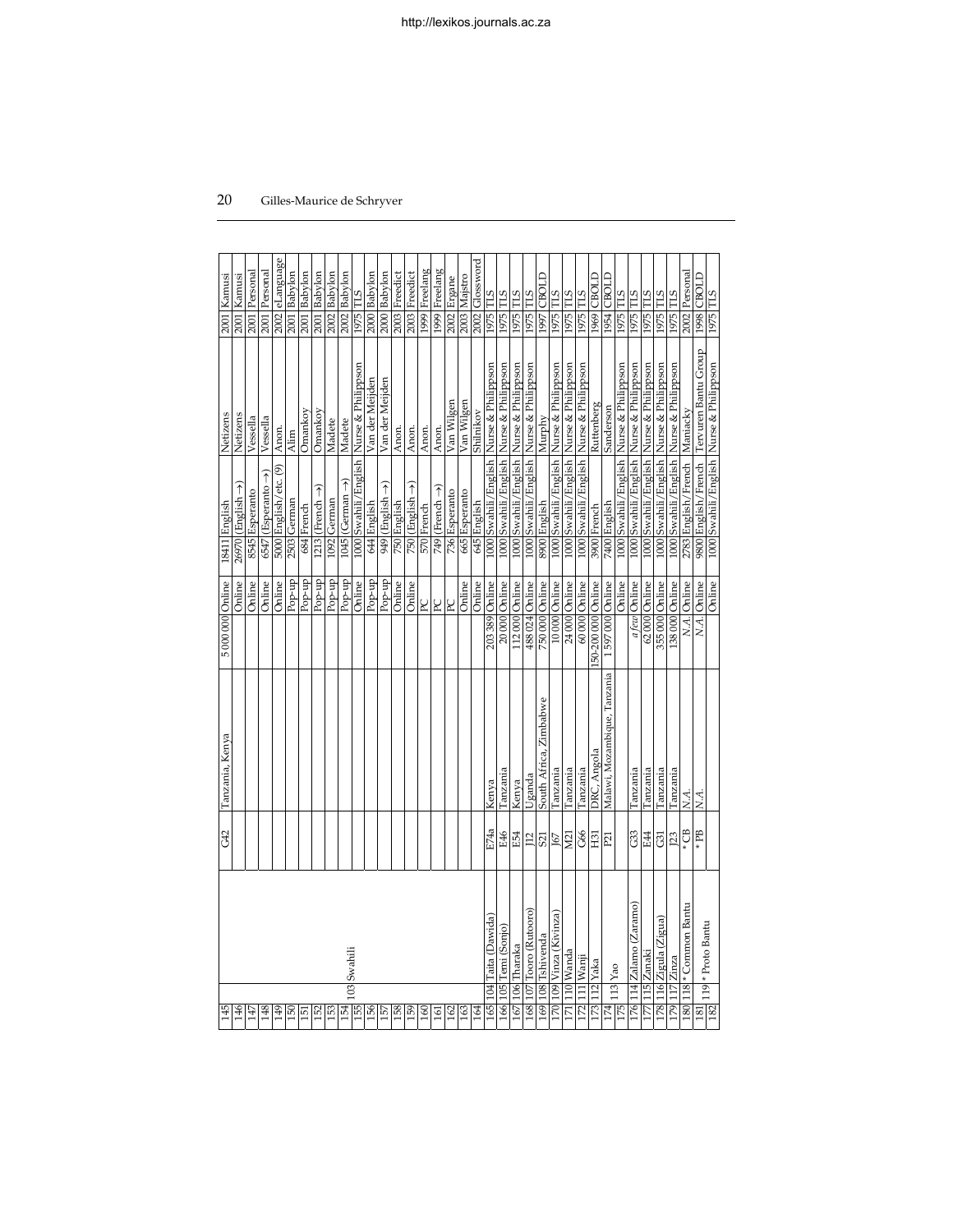| | | | | | | | | | | | |
|---|---|---|---|---|---|---|---|---|---|---|---|
| 145 | | | G42 | Tanzania, Kenya | 5 000 000 | Online | 18411 | English | Netizens | 2001 | Kamusi |
| 146 | | | | | | Online | 26970 | (English →) | Netizens | 2001 | Kamusi |
| 147 | | | | | | Online | 8545 | Esperanto | Vessella | 2001 | Personal |
| 148 | | | | | | Online | 6547 | (Esperanto →) | Vessella | 2001 | Personal |
| 149 | | | | | | Online | 5000 | English/etc. (9) | Anon. | 2002 | eLanguage |
| 150 | | | | | | Pop-up | 2503 | German | Alim | 2001 | Babylon |
| 151 | | | | | | Pop-up | 684 | French | Omankoy | 2001 | Babylon |
| 152 | | | | | | Pop-up | 1213 | (French →) | Omankoy | 2001 | Babylon |
| 153 | | | | | | Pop-up | 1092 | German | Madete | 2002 | Babylon |
| 154 | 103 | Swahili | | | | Pop-up | 1045 | (German →) | Madete | 2002 | Babylon |
| 155 | | | | | | Online | 1000 | Swahili/English | Nurse & Philippson | 1975 | TLS |
| 156 | | | | | | Pop-up | 644 | English | Van der Meijden | 2000 | Babylon |
| 157 | | | | | | Pop-up | 949 | (English →) | Van der Meijden | 2000 | Babylon |
| 158 | | | | | | Online | 750 | English | Anon. | 2003 | Freedict |
| 159 | | | | | | Online | 750 | (English →) | Anon. | 2003 | Freedict |
| 160 | | | | | | PC | 570 | French | Anon. | 1999 | Freelang |
| 161 | | | | | | PC | 749 | (French →) | Anon. | 1999 | Freelang |
| 162 | | | | | | PC | 736 | Esperanto | Van Wilgen | 2002 | Ergane |
| 163 | | | | | | Online | 665 | Esperanto | Van Wilgen | 2003 | Majstro |
| 164 | | | | | | Online | 645 | English | Shilnikov | 2002 | Glossword |
| 165 | 104 | Taita (Dawida) | E74a | Kenya | 203 389 | Online | 1000 | Swahili/English | Nurse & Philippson | 1975 | TLS |
| 166 | 105 | Temi (Sonjo) | E46 | Tanzania | 20 000 | Online | 1000 | Swahili/English | Nurse & Philippson | 1975 | TLS |
| 167 | 106 | Tharaka | E54 | Kenya | 112 000 | Online | 1000 | Swahili/English | Nurse & Philippson | 1975 | TLS |
| 168 | 107 | Tooro (Rutooro) | J12 | Uganda | 488 024 | Online | 1000 | Swahili/English | Nurse & Philippson | 1975 | TLS |
| 169 | 108 | Tshivenda | S21 | South Africa, Zimbabwe | 750 000 | Online | 8900 | English | Murphy | 1997 | CBOLD |
| 170 | 109 | Vinza (Kivinza) | J67 | Tanzania | 10 000 | Online | 1000 | Swahili/English | Nurse & Philippson | 1975 | TLS |
| 171 | 110 | Wanda | M21 | Tanzania | 24 000 | Online | 1000 | Swahili/English | Nurse & Philippson | 1975 | TLS |
| 172 | 111 | Wanji | G66 | Tanzania | 60 000 | Online | 1000 | Swahili/English | Nurse & Philippson | 1975 | TLS |
| 173 | 112 | Yaka | H31 | DRC, Angola | 150-200 000 | Online | 3900 | French | Ruttenberg | 1969 | CBOLD |
| 174 | 113 | Yao | P21 | Malawi, Mozambique, Tanzania | 1 597 000 | Online | 7400 | English | Sanderson | 1954 | CBOLD |
| 175 | | | | | | Online | 1000 | Swahili/English | Nurse & Philippson | 1975 | TLS |
| 176 | 114 | Zalamo (Zaramo) | G33 | Tanzania | *a few* | Online | 1000 | Swahili/English | Nurse & Philippson | 1975 | TLS |
| 177 | 115 | Zanaki | E44 | Tanzania | 62 000 | Online | 1000 | Swahili/English | Nurse & Philippson | 1975 | TLS |
| 178 | 116 | Zigula (Zigua) | G31 | Tanzania | 355 000 | Online | 1000 | Swahili/English | Nurse & Philippson | 1975 | TLS |
| 179 | 117 | Zinza | J23 | Tanzania | 138 000 | Online | 1000 | Swahili/English | Nurse & Philippson | 1975 | TLS |
| 180 | 118 | * Common Bantu | * CB | N.A. | N.A. | Online | 2783 | English/French | Maniacky | 2002 | Personal |
| 181 | 119 | * Proto Bantu | * PB | N.A. | N.A. | Online | 9800 | English/French | Tervuren Bantu Group | 1998 | CBOLD |
| 182 | | | | | | Online | 1000 | Swahili/English | Nurse & Philippson | 1975 | TLS |